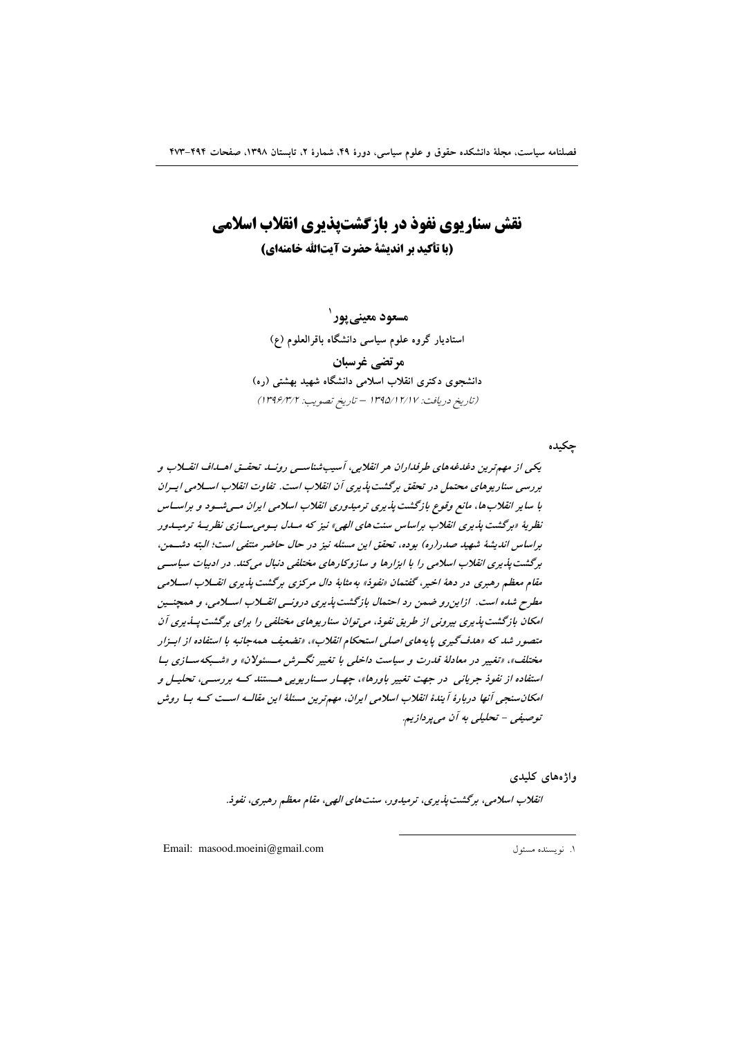# نقش سناریوی نفوذ در بازگشت‌پذیری انقلاب اسلامی

## (با تأکید بر اندیشهٔ حضرت آیت‌الله خامنه‌ای)

**مسعود معینی‌پور**[1]

استادیار گروه علوم سیاسی دانشگاه باقرالعلوم (ع)

**مرتضی غرسبان**

دانشجوی دکتری انقلاب اسلامی دانشگاه شهید بهشتی (ره)

*(تاریخ دریافت: ۱۳۹۵/۱۲/۱۷ – تاریخ تصویب: ۱۳۹۶/۳/۲)*

### چکیده

*یکی از مهم‌ترین دغدغه‌های طرفداران هر انقلابی، آسیب‌شناسی روند تحقق اهداف انقلاب و بررسی سناریوهای محتمل در تحقق برگشت‌پذیری آن انقلاب است. تفاوت انقلاب اسلامی ایران با سایر انقلاب‌ها، مانع وقوع بازگشت‌پذیری ترمیدوری انقلاب اسلامی ایران می‌شود و براساس نظریهٔ «برگشت‌پذیری انقلاب براساس سنت‌های الهی» نیز که مدل بومی‌سازی نظریهٔ ترمیدور براساس اندیشهٔ شهید صدر(ره) بوده، تحقق این مسئله نیز در حال حاضر منتفی است؛ البته دشمن، برگشت‌پذیری انقلاب اسلامی را با ابزارها و سازوکارهای مختلفی دنبال می‌کند. در ادبیات سیاسی مقام معظم رهبری در دههٔ اخیر، گفتمان «نفوذ» به‌مثابهٔ دال مرکزی برگشت‌پذیری انقلاب اسلامی مطرح شده است. ازاین‌رو ضمن رد احتمال بازگشت‌پذیری درونی انقلاب اسلامی، و همچنین امکان بازگشت‌پذیری بیرونی از طریق نفوذ، می‌توان سناریوهای مختلفی را برای برگشت‌پذیری آن متصور شد که «هدف‌گیری پایه‌های اصلی استحکام انقلاب»، «تضعیف همه‌جانبه با استفاده از ابزار مختلف»، «تغییر در معادلهٔ قدرت و سیاست داخلی با تغییر نگرش مسئولان» و «شبکه‌سازی با استفاده از نفوذ جریانی در جهت تغییر باورها»، چهار سناریویی هستند که بررسی، تحلیل و امکان‌سنجی آنها دربارهٔ آیندهٔ انقلاب اسلامی ایران، مهم‌ترین مسئلهٔ این مقاله است که با روش توصیفی – تحلیلی به آن می‌پردازیم.*

### واژه‌های کلیدی

*انقلاب اسلامی، برگشت‌پذیری، ترمیدور، سنت‌های الهی، مقام معظم رهبری، نفوذ.*

---

[1] نویسنده مسئول — Email: masood.moeini@gmail.com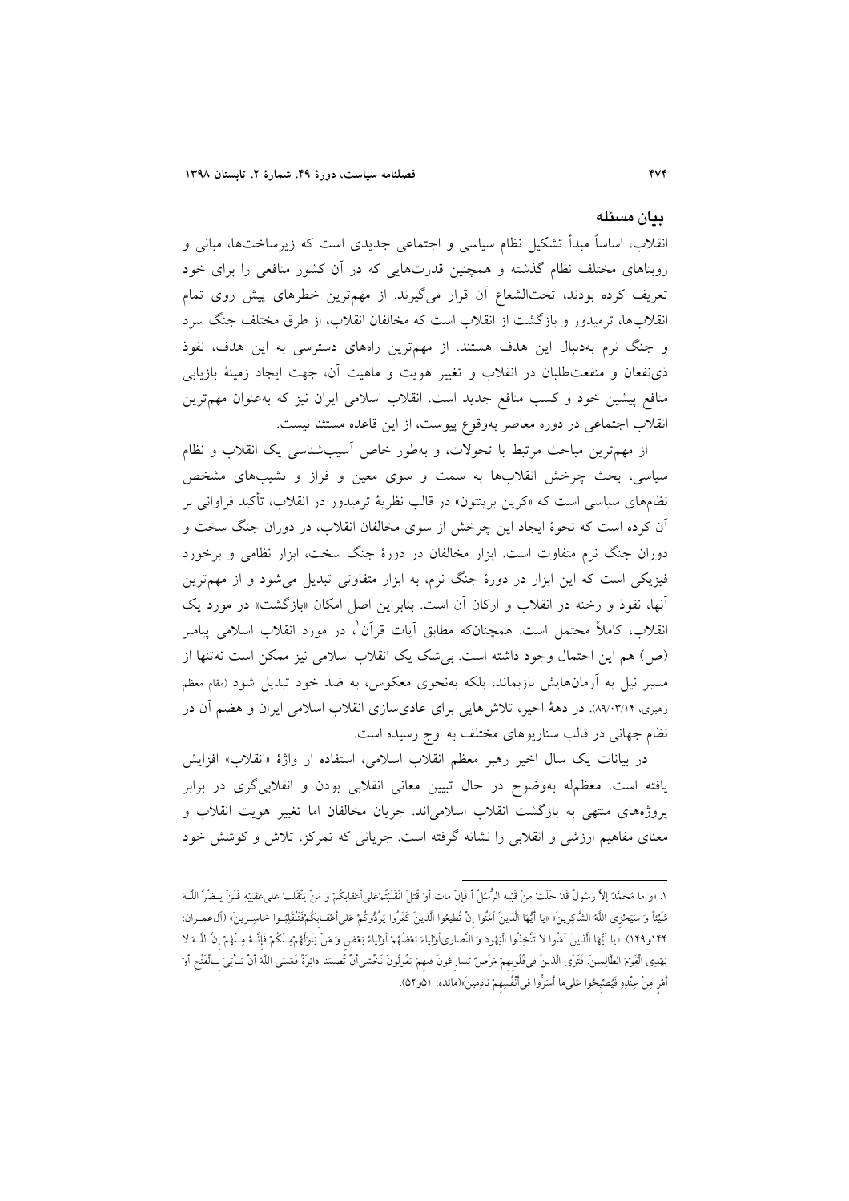## بیان مسئله

انقلاب، اساساً مبدأ تشکیل نظام سیاسی و اجتماعی جدیدی است که زیرساخت‌ها، مبانی و روبناهای مختلف نظام گذشته و همچنین قدرت‌هایی که در آن کشور منافعی را برای خود تعریف کرده بودند، تحت‌الشعاع آن قرار می‌گیرند. از مهم‌ترین خطرهای پیش روی تمام انقلاب‌ها، ترمیدور و بازگشت از انقلاب است که مخالفان انقلاب، از طرق مختلف جنگ سرد و جنگ نرم به‌دنبال این هدف هستند. از مهم‌ترین راه‌های دسترسی به این هدف، نفوذ ذی‌نفعان و منفعت‌طلبان در انقلاب و تغییر هویت و ماهیت آن، جهت ایجاد زمینهٔ بازیابی منافع پیشین خود و کسب منافع جدید است. انقلاب اسلامی ایران نیز که به‌عنوان مهم‌ترین انقلاب اجتماعی در دوره معاصر به‌وقوع پیوست، از این قاعده مستثنا نیست.

از مهم‌ترین مباحث مرتبط با تحولات، و به‌طور خاص آسیب‌شناسی یک انقلاب و نظام سیاسی، بحث چرخش انقلاب‌ها به سمت و سوی معین و فراز و نشیب‌های مشخص نظام‌های سیاسی است که «کرین برینتون» در قالب نظریهٔ ترمیدور در انقلاب، تأکید فراوانی بر آن کرده است که نحوهٔ ایجاد این چرخش از سوی مخالفان انقلاب، در دوران جنگ سخت و دوران جنگ نرم متفاوت است. ابزار مخالفان در دورهٔ جنگ سخت، ابزار نظامی و برخورد فیزیکی است که این ابزار در دورهٔ جنگ نرم، به ابزار متفاوتی تبدیل می‌شود و از مهم‌ترین آنها، نفوذ و رخنه در انقلاب و ارکان آن است. بنابراین اصل امکان «بازگشت» در مورد یک انقلاب، کاملاً محتمل است. همچنان‌که مطابق آیات قرآن[1]، در مورد انقلاب اسلامی پیامبر (ص) هم این احتمال وجود داشته است. بی‌شک یک انقلاب اسلامی نیز ممکن است نه‌تنها از مسیر نیل به آرمان‌هایش بازبماند، بلکه به‌نحوی معکوس، به ضد خود تبدیل شود (مقام معظم رهبری، ۸۹/۰۳/۱۴). در دههٔ اخیر، تلاش‌هایی برای عادی‌سازی انقلاب اسلامی ایران و هضم آن در نظام جهانی در قالب سناریوهای مختلف به اوج رسیده است.

در بیانات یک سال اخیر رهبر معظم انقلاب اسلامی، استفاده از واژهٔ «انقلاب» افزایش یافته است. معظم‌له به‌وضوح در حال تبیین معانی انقلابی بودن و انقلابی‌گری در برابر پروژه‌های منتهی به بازگشت انقلاب اسلامی‌اند. جریان مخالفان اما تغییر هویت انقلاب و معنای مفاهیم ارزشی و انقلابی را نشانه گرفته است. جریانی که تمرکز، تلاش و کوشش خود

---

۱. «وَ ما مُحَمَّدٌ إِلاَّ رَسُولٌ قَدْ خَلَتْ مِنْ قَبْلِهِ الرُّسُلُ أَ فَإِنْ ماتَ أَوْ قُتِلَ انْقَلَبْتُمْ عَلى أَعْقابِكُمْ وَ مَنْ يَنْقَلِبْ عَلى عَقِبَيْهِ فَلَنْ يَضُرَّ اللَّهَ شَيْئاً وَ سَيَجْزِي اللَّهُ الشَّاكِرِينَ» «يا أَيُّهَا الَّذِينَ آمَنُوا إِنْ تُطِيعُوا الَّذِينَ كَفَرُوا يَرُدُّوكُمْ عَلى أَعْقابِكُمْ فَتَنْقَلِبُوا خاسِرِينَ» (آل‌عمران: ۱۴۴و۱۴۹). «يا أَيُّهَا الَّذِينَ آمَنُوا لا تَتَّخِذُوا الْيَهُودَ وَ النَّصارى أَوْلِياءَ بَعْضُهُمْ أَوْلِياءُ بَعْضٍ وَ مَنْ يَتَوَلَّهُمْ مِنْكُمْ فَإِنَّهُ مِنْهُمْ إِنَّ اللَّهَ لا يَهْدِي الْقَوْمَ الظَّالِمِينَ. فَتَرَى الَّذِينَ فِي قُلُوبِهِمْ مَرَضٌ يُسارِعُونَ فِيهِمْ يَقُولُونَ نَخْشى أَنْ تُصِيبَنا دائِرَةٌ فَعَسَى اللَّهُ أَنْ يَأْتِيَ بِالْفَتْحِ أَوْ أَمْرٍ مِنْ عِنْدِهِ فَيُصْبِحُوا عَلى ما أَسَرُّوا فِي أَنْفُسِهِمْ نادِمِينَ»(مائده: ۵۱و۵۲).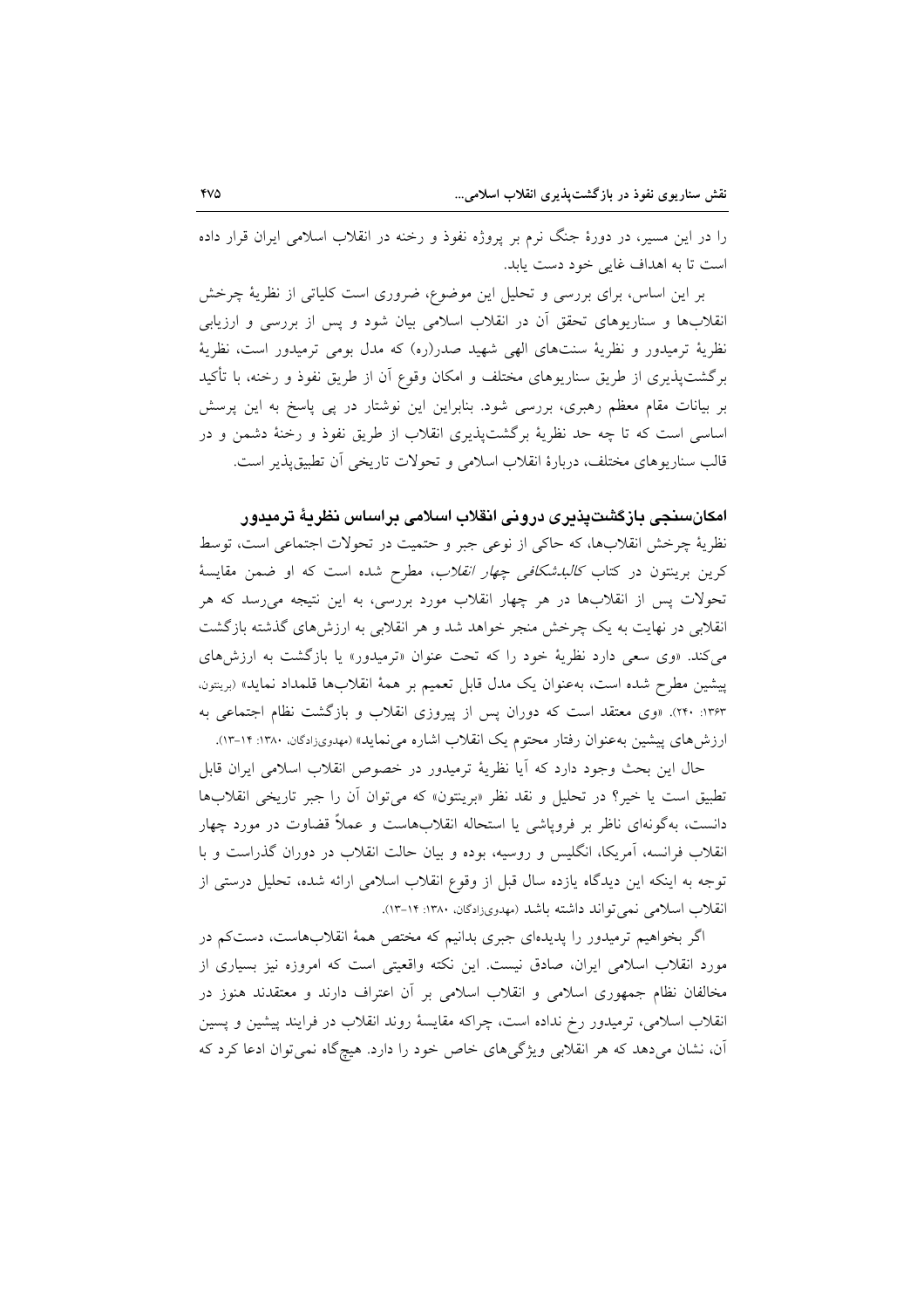را در این مسیر، در دورهٔ جنگ نرم بر پروژه نفوذ و رخنه در انقلاب اسلامی ایران قرار داده است تا به اهداف غایی خود دست یابد.

بر این اساس، برای بررسی و تحلیل این موضوع، ضروری است کلیاتی از نظریهٔ چرخش انقلاب‌ها و سناریوهای تحقق آن در انقلاب اسلامی بیان شود و پس از بررسی و ارزیابی نظریهٔ ترمیدور و نظریهٔ سنت‌های الهی شهید صدر(ره) که مدل بومی ترمیدور است، نظریهٔ برگشت‌پذیری از طریق سناریوهای مختلف و امکان وقوع آن از طریق نفوذ و رخنه، با تأکید بر بیانات مقام معظم رهبری، بررسی شود. بنابراین این نوشتار در پی پاسخ به این پرسش اساسی است که تا چه حد نظریهٔ برگشت‌پذیری انقلاب از طریق نفوذ و رخنهٔ دشمن و در قالب سناریوهای مختلف، دربارهٔ انقلاب اسلامی و تحولات تاریخی آن تطبیق‌پذیر است.

## امکان‌سنجی بازگشت‌پذیری درونی انقلاب اسلامی براساس نظریهٔ ترمیدور

نظریهٔ چرخش انقلاب‌ها، که حاکی از نوعی جبر و حتمیت در تحولات اجتماعی است، توسط کرین برینتون در کتاب *کالبدشکافی چهار انقلاب*، مطرح شده است که او ضمن مقایسهٔ تحولات پس از انقلاب‌ها در هر چهار انقلاب مورد بررسی، به این نتیجه می‌رسد که هر انقلابی در نهایت به یک چرخش منجر خواهد شد و هر انقلابی به ارزش‌های گذشته بازگشت می‌کند. «وی سعی دارد نظریهٔ خود را که تحت عنوان «ترمیدور» یا بازگشت به ارزش‌های پیشین مطرح شده است، به‌عنوان یک مدل قابل تعمیم بر همهٔ انقلاب‌ها قلمداد نماید» (برینتون، ۱۳۶۳: ۲۴۰). «وی معتقد است که دوران پس از پیروزی انقلاب و بازگشت نظام اجتماعی به ارزش‌های پیشین به‌عنوان رفتار محتوم یک انقلاب اشاره می‌نماید» (مهدوی‌زادگان، ۱۳۸۰: ۱۴-۱۳).

حال این بحث وجود دارد که آیا نظریهٔ ترمیدور در خصوص انقلاب اسلامی ایران قابل تطبیق است یا خیر؟ در تحلیل و نقد نظر «برینتون» که می‌توان آن را جبر تاریخی انقلاب‌ها دانست، به‌گونه‌ای ناظر بر فروپاشی یا استحاله انقلاب‌هاست و عملاً قضاوت در مورد چهار انقلاب فرانسه، آمریکا، انگلیس و روسیه، بوده و بیان حالت انقلاب در دوران گذراست و با توجه به اینکه این دیدگاه یازده سال قبل از وقوع انقلاب اسلامی ارائه شده، تحلیل درستی از انقلاب اسلامی نمی‌تواند داشته باشد (مهدوی‌زادگان، ۱۳۸۰: ۱۴-۱۳).

اگر بخواهیم ترمیدور را پدیده‌ای جبری بدانیم که مختص همهٔ انقلاب‌هاست، دست‌کم در مورد انقلاب اسلامی ایران، صادق نیست. این نکته واقعیتی است که امروزه نیز بسیاری از مخالفان نظام جمهوری اسلامی و انقلاب اسلامی بر آن اعتراف دارند و معتقدند هنوز در انقلاب اسلامی، ترمیدور رخ نداده است، چراکه مقایسهٔ روند انقلاب در فرایند پیشین و پسین آن، نشان می‌دهد که هر انقلابی ویژگی‌های خاص خود را دارد. هیچ‌گاه نمی‌توان ادعا کرد که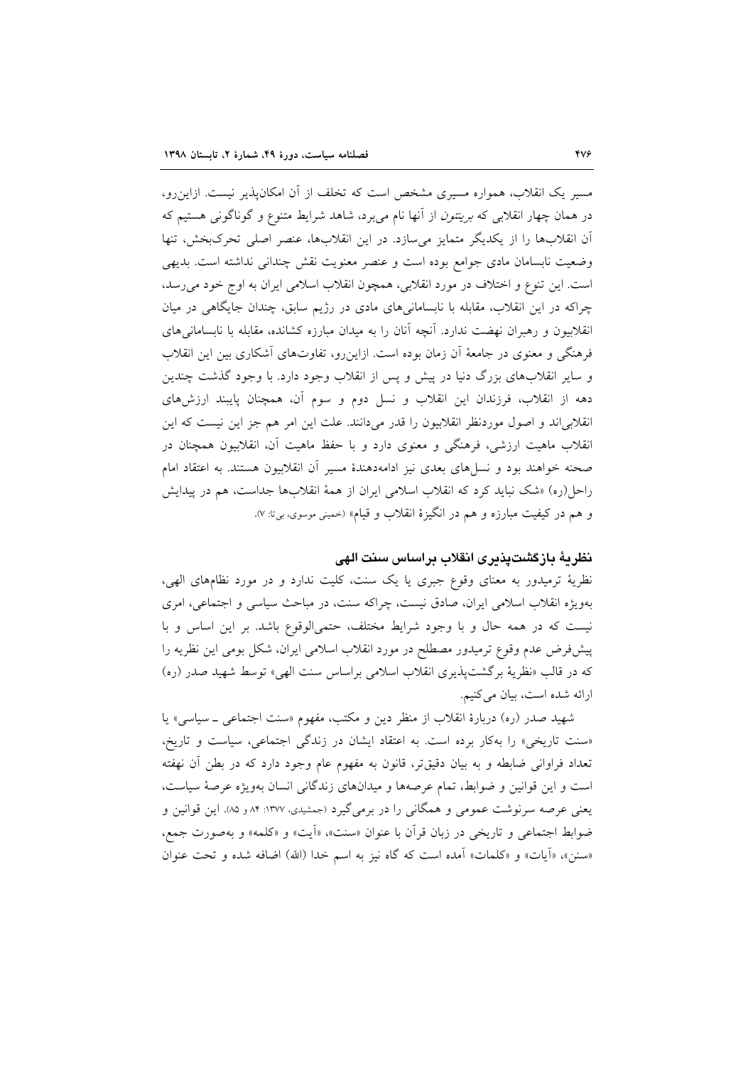مسیر یک انقلاب، همواره مسیری مشخص است که تخلف از آن امکان‌پذیر نیست. ازاین‌رو، در همان چهار انقلابی که *برینتون* از آنها نام می‌برد، شاهد شرایط متنوع و گوناگونی هستیم که آن انقلاب‌ها را از یکدیگر متمایز می‌سازد. در این انقلاب‌ها، عنصر اصلی تحرک‌بخش، تنها وضعیت نابسامان مادی جوامع بوده است و عنصر معنویت نقش چندانی نداشته است. بدیهی است. این تنوع و اختلاف در مورد انقلابی، همچون انقلاب اسلامی ایران به اوج خود می‌رسد، چراکه در این انقلاب، مقابله با نابسامانی‌های مادی در رژیم سابق، چندان جایگاهی در میان انقلابیون و رهبران نهضت ندارد. آنچه آنان را به میدان مبارزه کشانده، مقابله با نابسامانی‌های فرهنگی و معنوی در جامعهٔ آن زمان بوده است. ازاین‌رو، تفاوت‌های آشکاری بین این انقلاب و سایر انقلاب‌های بزرگ دنیا در پیش و پس از انقلاب وجود دارد. با وجود گذشت چندین دهه از انقلاب، فرزندان این انقلاب و نسل دوم و سوم آن، همچنان پایبند ارزش‌های انقلابی‌اند و اصول موردنظر انقلابیون را قدر می‌دانند. علت این امر هم جز این نیست که این انقلاب ماهیت ارزشی، فرهنگی و معنوی دارد و با حفظ ماهیت آن، انقلابیون همچنان در صحنه خواهند بود و نسل‌های بعدی نیز ادامه‌دهندهٔ مسیر آن انقلابیون هستند. به اعتقاد امام راحل(ره) «شک نباید کرد که انقلاب اسلامی ایران از همهٔ انقلاب‌ها جداست، هم در پیدایش و هم در کیفیت مبارزه و هم در انگیزهٔ انقلاب و قیام» (خمینی موسوی، بی‌تا: ۷).

## نظریهٔ بازگشت‌پذیری انقلاب براساس سنت الهی

نظریهٔ ترمیدور به معنای وقوع جبری یا یک سنت، کلیت ندارد و در مورد نظام‌های الهی، به‌ویژه انقلاب اسلامی ایران، صادق نیست، چراکه سنت، در مباحث سیاسی و اجتماعی، امری نیست که در همه حال و با وجود شرایط مختلف، حتمی‌الوقوع باشد. بر این اساس و با پیش‌فرض عدم وقوع ترمیدور مصطلح در مورد انقلاب اسلامی ایران، شکل بومی این نظریه را که در قالب «نظریهٔ برگشت‌پذیری انقلاب اسلامی براساس سنت الهی» توسط شهید صدر (ره) ارائه شده است، بیان می‌کنیم.

شهید صدر (ره) دربارهٔ انقلاب از منظر دین و مکتب، مفهوم «سنت اجتماعی ـ سیاسی» یا «سنت تاریخی» را به‌کار برده است. به اعتقاد ایشان در زندگی اجتماعی، سیاست و تاریخ، تعداد فراوانی ضابطه و به بیان دقیق‌تر، قانون به مفهوم عام وجود دارد که در بطن آن نهفته است و این قوانین و ضوابط، تمام عرصه‌ها و میدان‌های زندگانی انسان به‌ویژه عرصهٔ سیاست، یعنی عرصه سرنوشت عمومی و همگانی را در برمی‌گیرد (جمشیدی، ۱۳۷۷: ۸۴ و ۸۵). این قوانین و ضوابط اجتماعی و تاریخی در زبان قرآن با عنوان «سنت»، «آیت» و «کلمه» و به‌صورت جمع، «سنن»، «آیات» و «کلمات» آمده است که گاه نیز به اسم خدا (الله) اضافه شده و تحت عنوان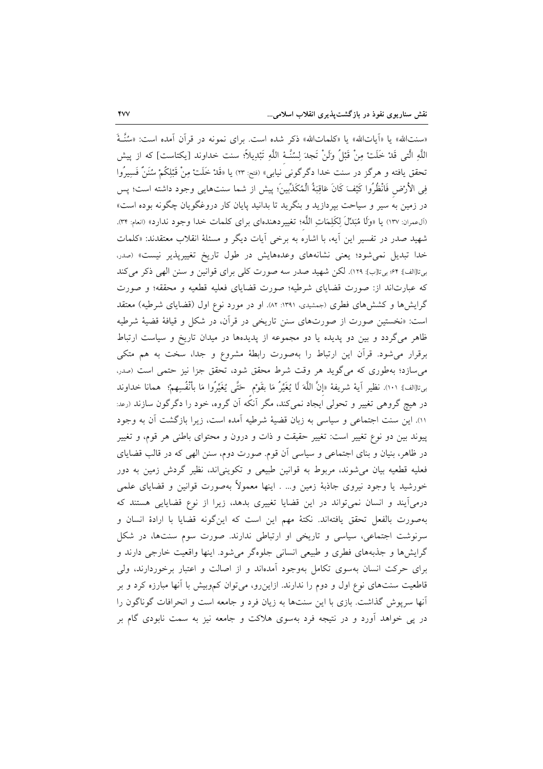«سنت‌الله» یا «آیات‌الله» یا «کلمات‌الله» ذکر شده است. برای نمونه در قرآن آمده است: «سُنَّةَ اللَّهِ الَّتِی قَدْ خَلَتْ مِنْ قَبْلُ وَلَنْ تَجِدَ لِسُنَّةِ اللَّهِ تَبْدِیلاً؛ سنت خداوند [یکتاست] که از پیش تحقق یافته و هرگز در سنت خدا دگرگونی نیابی» (فتح: ۲۳) یا «قَدْ خَلَتْ مِنْ قَبْلِکُمْ سُنَنٌ فَسِیرُوا فِی الأَرْضِ فَانْظُرُوا کَیْفَ کَانَ عَاقِبَةُ الْمُکَذِّبِینَ؛ پیش از شما سنت‌هایی وجود داشته است؛ پس در زمین به سیر و سیاحت بپردازید و بنگرید تا بدانید پایان کار دروغگویان چگونه بوده است» (آل‌عمران: ۱۳۷) یا «وَلَا مُبَدِّلَ لِکَلِمَاتِ اللَّهِ؛ تغییردهنده‌ای برای کلمات خدا وجود ندارد» (انعام: ۳۴). شهید صدر در تفسیر این آیه، با اشاره به برخی آیات دیگر و مسئلۀ انقلاب معتقدند: «کلمات خدا تبدیل نمی‌شود؛ یعنی نشانه‌های وعده‌هایش در طول تاریخ تغییرپذیر نیست» (صدر، بی‌تا[الف]: ۶۴؛ بی‌تا[ب]: ۱۲۹). لکن شهید صدر سه صورت کلی برای قوانین و سنن الهی ذکر می‌کند که عبارت‌اند از: صورت قضایای شرطیه؛ صورت قضایای فعلیه قطعیه و محققه؛ و صورت گرایش‌ها و کشش‌های فطری (جمشیدی، ۱۳۹۱: ۸۲). او در مورد نوع اول (قضایای شرطیه) معتقد است: «نخستین صورت از صورت‌های سنن تاریخی در قرآن، در شکل و قیافۀ قضیۀ شرطیه ظاهر می‌گردد و بین دو پدیده یا دو مجموعه از پدیده‌ها در میدان تاریخ و سیاست ارتباط برقرار می‌شود. قرآن این ارتباط را به‌صورت رابطۀ مشروع و جدا، سخت به هم متکی می‌سازد؛ به‌طوری که می‌گوید هر وقت شرط محقق شود، تحقق جزا نیز حتمی است (صدر، بی‌تا[الف]: ۱۰۱). نظیر آیۀ شریفۀ «إِنَّ اللَّهَ لَا یُغَیِّرُ مَا بِقَوْمٍ حَتَّى یُغَیِّرُوا مَا بِأَنْفُسِهِمْ؛ همانا خداوند در هیچ گروهی تغییر و تحولی ایجاد نمی‌کند، مگر آنکه آن گروه، خود را دگرگون سازند (رعد: ۱۱). این سنت اجتماعی و سیاسی به زبان قضیۀ شرطیه آمده است، زیرا بازگشت آن به وجود پیوند بین دو نوع تغییر است: تغییر حقیقت و ذات و درون و محتوای باطنی هر قوم، و تغییر در ظاهر، بنیان و بنای اجتماعی و سیاسی آن قوم. صورت دوم، سنن الهی که در قالب قضایای فعلیه قطعیه بیان می‌شوند، مربوط به قوانین طبیعی و تکوینی‌اند، نظیر گردش زمین به دور خورشید یا وجود نیروی جاذبۀ زمین و... . اینها معمولاً به‌صورت قوانین و قضایای علمی درمی‌آیند و انسان نمی‌تواند در این قضایا تغییری بدهد، زیرا از نوع قضایایی هستند که به‌صورت بالفعل تحقق یافته‌اند. نکتۀ مهم این است که این‌گونه قضایا با ارادۀ انسان و سرنوشت اجتماعی، سیاسی و تاریخی او ارتباطی ندارند. صورت سوم سنت‌ها، در شکل گرایش‌ها و جذبه‌های فطری و طبیعی انسانی جلوه‌گر می‌شود. اینها واقعیت خارجی دارند و برای حرکت انسان به‌سوی تکامل به‌وجود آمده‌اند و از اصالت و اعتبار برخوردارند، ولی قاطعیت سنت‌های نوع اول و دوم را ندارند. ازاین‌رو، می‌توان کم‌وبیش با آنها مبارزه کرد و بر آنها سرپوش گذاشت. بازی با این سنت‌ها به زیان فرد و جامعه است و انحرافات گوناگون را در پی خواهد آورد و در نتیجه فرد به‌سوی هلاکت و جامعه نیز به سمت نابودی گام بر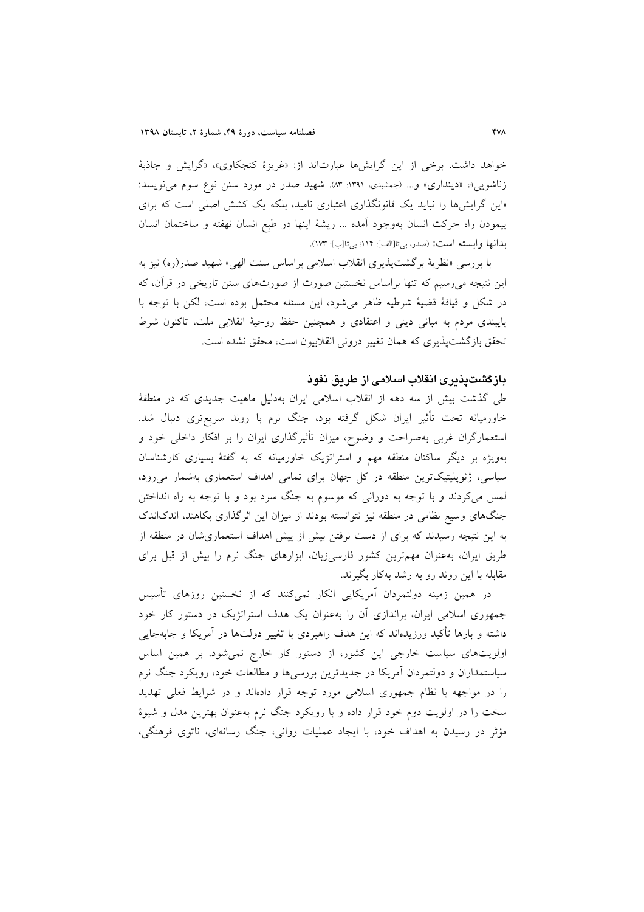خواهد داشت. برخی از این گرایش‌ها عبارت‌اند از: «غریزهٔ کنجکاوی»، «گرایش و جاذبهٔ زناشویی»، «دینداری» و... (جمشیدی، ۱۳۹۱: ۸۳). شهید صدر در مورد سنن نوع سوم می‌نویسد: «این گرایش‌ها را نباید یک قانونگذاری اعتباری نامید، بلکه یک کشش اصلی است که برای پیمودن راه حرکت انسان به‌وجود آمده ... ریشهٔ اینها در طبع انسان نهفته و ساختمان انسان بدانها وابسته است» (صدر، بی‌تا[الف]: ۱۱۴؛ بی‌تا[ب]: ۱۷۳).

با بررسی «نظریهٔ برگشت‌پذیری انقلاب اسلامی براساس سنت الهی» شهید صدر(ره) نیز به این نتیجه می‌رسیم که تنها براساس نخستین صورت از صورت‌های سنن تاریخی در قرآن، که در شکل و قیافهٔ قضیهٔ شرطیه ظاهر می‌شود، این مسئله محتمل بوده است، لکن با توجه با پایبندی مردم به مبانی دینی و اعتقادی و همچنین حفظ روحیهٔ انقلابی ملت، تاکنون شرط تحقق بازگشت‌پذیری که همان تغییر درونی انقلابیون است، محقق نشده است.

## بازگشت‌پذیری انقلاب اسلامی از طریق نفوذ

طی گذشت بیش از سه دهه از انقلاب اسلامی ایران به‌دلیل ماهیت جدیدی که در منطقهٔ خاورمیانه تحت تأثیر ایران شکل گرفته بود، جنگ نرم با روند سریع‌تری دنبال شد. استعمارگران غربی به‌صراحت و وضوح، میزان تأثیرگذاری ایران را بر افکار داخلی خود و به‌ویژه بر دیگر ساکنان منطقه مهم و استراتژیک خاورمیانه که به گفتهٔ بسیاری کارشناسان سیاسی، ژئوپلیتیک‌ترین منطقه در کل جهان برای تمامی اهداف استعماری به‌شمار می‌رود، لمس می‌کردند و با توجه به دورانی که موسوم به جنگ سرد بود و با توجه به راه انداختن جنگ‌های وسیع نظامی در منطقه نیز نتوانسته بودند از میزان این اثرگذاری بکاهند، اندک‌اندک به این نتیجه رسیدند که برای از دست نرفتن بیش از پیش اهداف استعماری‌شان در منطقه از طریق ایران، به‌عنوان مهم‌ترین کشور فارسی‌زبان، ابزارهای جنگ نرم را بیش از قبل برای مقابله با این روند رو به رشد به‌کار بگیرند.

در همین زمینه دولتمردان آمریکایی انکار نمی‌کنند که از نخستین روزهای تأسیس جمهوری اسلامی ایران، براندازی آن را به‌عنوان یک هدف استراتژیک در دستور کار خود داشته و بارها تأکید ورزیده‌اند که این هدف راهبردی با تغییر دولت‌ها در آمریکا و جابه‌جایی اولویت‌های سیاست خارجی این کشور، از دستور کار خارج نمی‌شود. بر همین اساس سیاستمداران و دولتمردان آمریکا در جدیدترین بررسی‌ها و مطالعات خود، رویکرد جنگ نرم را در مواجهه با نظام جمهوری اسلامی مورد توجه قرار داده‌اند و در شرایط فعلی تهدید سخت را در اولویت دوم خود قرار داده و با رویکرد جنگ نرم به‌عنوان بهترین مدل و شیوهٔ مؤثر در رسیدن به اهداف خود، با ایجاد عملیات روانی، جنگ رسانه‌ای، ناتوی فرهنگی،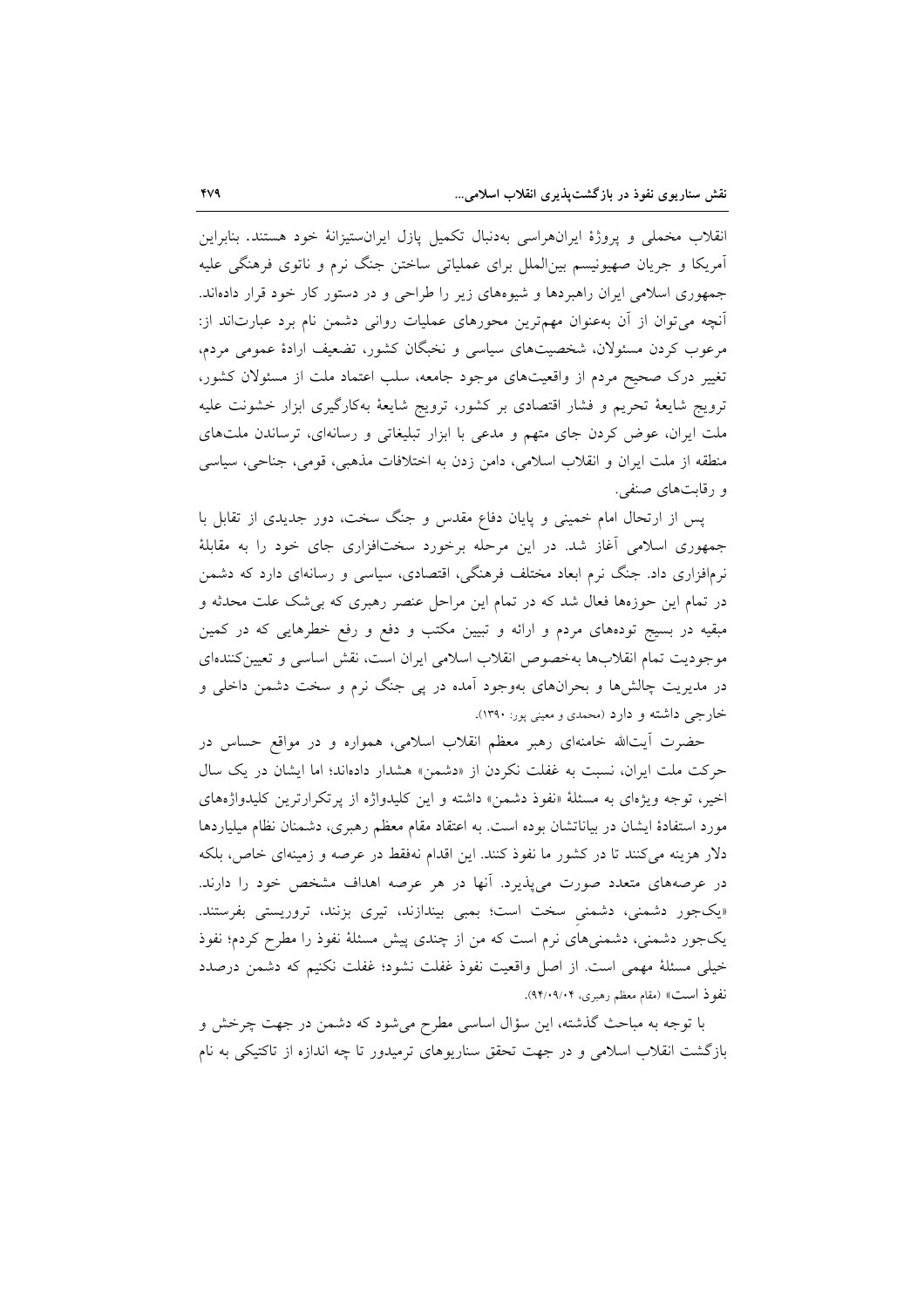انقلاب مخملی و پروژهٔ ایران‌هراسی به‌دنبال تکمیل پازل ایران‌ستیزانهٔ خود هستند. بنابراین آمریکا و جریان صهیونیسم بین‌الملل برای عملیاتی ساختن جنگ نرم و ناتوی فرهنگی علیه جمهوری اسلامی ایران راهبردها و شیوه‌های زیر را طراحی و در دستور کار خود قرار داده‌اند. آنچه می‌توان از آن به‌عنوان مهم‌ترین محورهای عملیات روانی دشمن نام برد عبارت‌اند از: مرعوب کردن مسئولان، شخصیت‌های سیاسی و نخبگان کشور، تضعیف ارادهٔ عمومی مردم، تغییر درک صحیح مردم از واقعیت‌های موجود جامعه، سلب اعتماد ملت از مسئولان کشور، ترویج شایعهٔ تحریم و فشار اقتصادی بر کشور، ترویج شایعهٔ به‌کارگیری ابزار خشونت علیه ملت ایران، عوض کردن جای متهم و مدعی با ابزار تبلیغاتی و رسانه‌ای، ترساندن ملت‌های منطقه از ملت ایران و انقلاب اسلامی، دامن زدن به اختلافات مذهبی، قومی، جناحی، سیاسی و رقابت‌های صنفی.

پس از ارتحال امام خمینی و پایان دفاع مقدس و جنگ سخت، دور جدیدی از تقابل با جمهوری اسلامی آغاز شد. در این مرحله برخورد سخت‌افزاری جای خود را به مقابلهٔ نرم‌افزاری داد. جنگ نرم ابعاد مختلف فرهنگی، اقتصادی، سیاسی و رسانه‌ای دارد که دشمن در تمام این حوزه‌ها فعال شد که در تمام این مراحل عنصر رهبری که بی‌شک علت محدثه و مبقیه در بسیج توده‌های مردم و ارائه و تبیین مکتب و دفع و رفع خطرهایی که در کمین موجودیت تمام انقلاب‌ها به‌خصوص انقلاب اسلامی ایران است، نقش اساسی و تعیین‌کننده‌ای در مدیریت چالش‌ها و بحران‌های به‌وجود آمده در پی جنگ نرم و سخت دشمن داخلی و خارجی داشته و دارد (محمدی و معینی پور، ۱۳۹۰).

حضرت آیت‌الله خامنه‌ای رهبر معظم انقلاب اسلامی، همواره و در مواقع حساس در حرکت ملت ایران، نسبت به غفلت نکردن از «دشمن» هشدار داده‌اند؛ اما ایشان در یک سال اخیر، توجه ویژه‌ای به مسئلهٔ «نفوذ دشمن» داشته و این کلیدواژه از پرتکرارترین کلیدواژه‌های مورد استفادهٔ ایشان در بیاناتشان بوده است. به اعتقاد مقام معظم رهبری، دشمنان نظام میلیاردها دلار هزینه می‌کنند تا در کشور ما نفوذ کنند. این اقدام نه‌فقط در عرصه و زمینه‌ای خاص، بلکه در عرصه‌های متعدد صورت می‌پذیرد. آنها در هر عرصه اهداف مشخص خود را دارند. «یک‌جور دشمنی، دشمنیِ سخت است؛ بمبی بیندازند، تیری بزنند، تروریستی بفرستند. یک‌جور دشمنی، دشمنی‌های نرم است که من از چندی پیش مسئلهٔ نفوذ را مطرح کردم؛ نفوذ خیلی مسئلهٔ مهمی است. از اصل واقعیت نفوذ غفلت نشود؛ غفلت نکنیم که دشمن درصدد نفوذ است» (مقام معظم رهبری، ۹۴/۰۹/۰۴).

با توجه به مباحث گذشته، این سؤال اساسی مطرح می‌شود که دشمن در جهت چرخش و بازگشت انقلاب اسلامی و در جهت تحقق سناریوهای ترمیدور تا چه اندازه از تاکتیکی به نام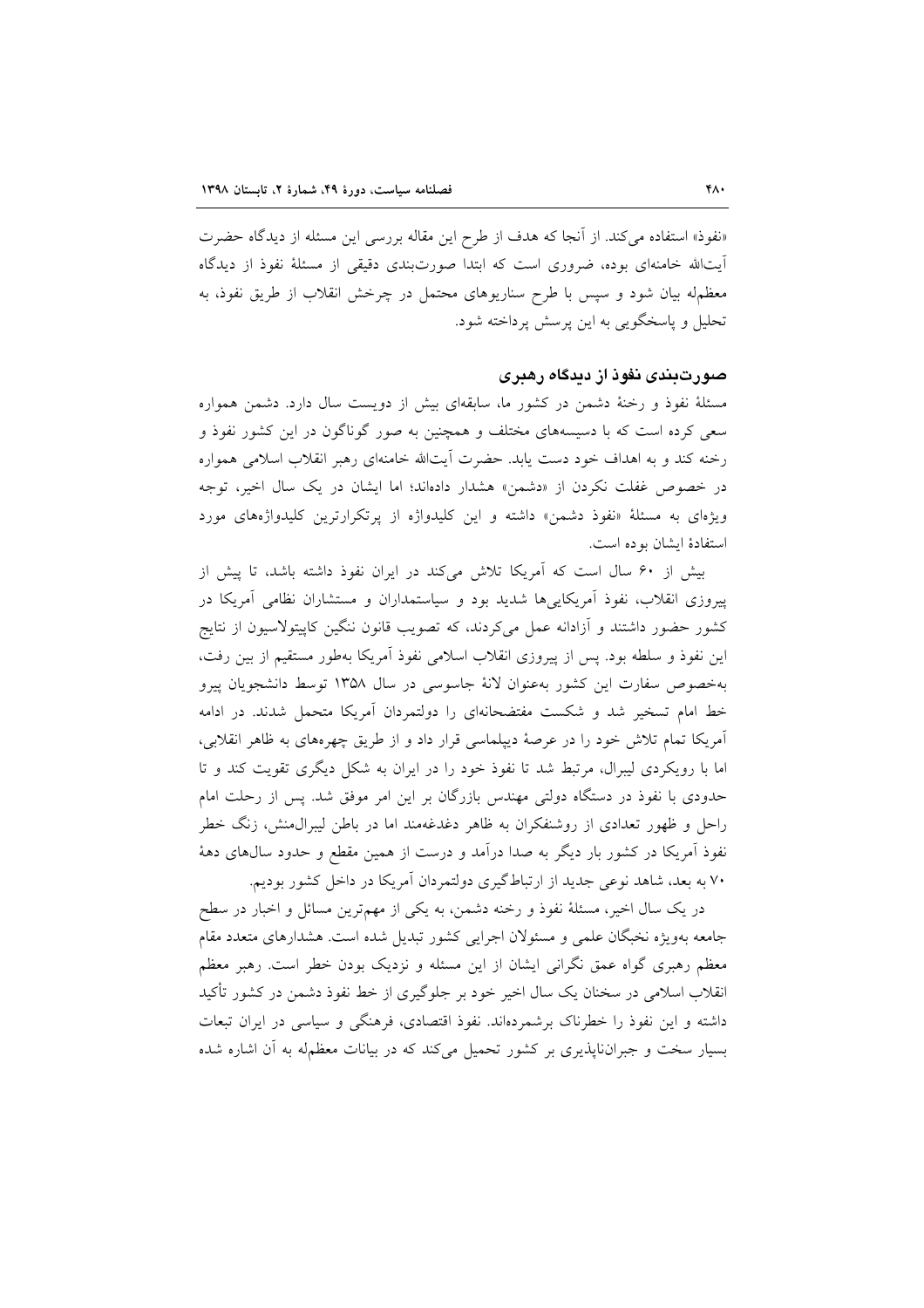«نفوذ» استفاده می‌کند. از آنجا که هدف از طرح این مقاله بررسی این مسئله از دیدگاه حضرت آیت‌الله خامنه‌ای بوده، ضروری است که ابتدا صورت‌بندی دقیقی از مسئلهٔ نفوذ از دیدگاه معظم‌له بیان شود و سپس با طرح سناریوهای محتمل در چرخش انقلاب از طریق نفوذ، به تحلیل و پاسخگویی به این پرسش پرداخته شود.

## صورت‌بندی نفوذ از دیدگاه رهبری

مسئلهٔ نفوذ و رخنهٔ دشمن در کشور ما، سابقه‌ای بیش از دویست سال دارد. دشمن همواره سعی کرده است که با دسیسه‌های مختلف و همچنین به صور گوناگون در این کشور نفوذ و رخنه کند و به اهداف خود دست یابد. حضرت آیت‌الله خامنه‌ای رهبر انقلاب اسلامی همواره در خصوص غفلت نکردن از «دشمن» هشدار داده‌اند؛ اما ایشان در یک سال اخیر، توجه ویژه‌ای به مسئلهٔ «نفوذ دشمن» داشته و این کلیدواژه از پرتکرارترین کلیدواژه‌های مورد استفادهٔ ایشان بوده است.

بیش از ۶۰ سال است که آمریکا تلاش می‌کند در ایران نفوذ داشته باشد، تا پیش از پیروزی انقلاب، نفوذ آمریکایی‌ها شدید بود و سیاستمداران و مستشاران نظامی آمریکا در کشور حضور داشتند و آزادانه عمل می‌کردند، که تصویب قانون ننگین کاپیتولاسیون از نتایج این نفوذ و سلطه بود. پس از پیروزی انقلاب اسلامی نفوذ آمریکا به‌طور مستقیم از بین رفت، به‌خصوص سفارت این کشور به‌عنوان لانهٔ جاسوسی در سال ۱۳۵۸ توسط دانشجویان پیرو خط امام تسخیر شد و شکست مفتضحانه‌ای را دولتمردان آمریکا متحمل شدند. در ادامه آمریکا تمام تلاش خود را در عرصهٔ دیپلماسی قرار داد و از طریق چهره‌های به ظاهر انقلابی، اما با رویکردی لیبرال، مرتبط شد تا نفوذ خود را در ایران به شکل دیگری تقویت کند و تا حدودی با نفوذ در دستگاه دولتی مهندس بازرگان بر این امر موفق شد. پس از رحلت امام راحل و ظهور تعدادی از روشنفکران به ظاهر دغدغه‌مند اما در باطن لیبرال‌منش، زنگ خطر نفوذ آمریکا در کشور بار دیگر به صدا درآمد و درست از همین مقطع و حدود سال‌های دههٔ ۷۰ به بعد، شاهد نوعی جدید از ارتباط‌گیری دولتمردان آمریکا در داخل کشور بودیم.

در یک سال اخیر، مسئلهٔ نفوذ و رخنه دشمن، به یکی از مهم‌ترین مسائل و اخبار در سطح جامعه به‌ویژه نخبگان علمی و مسئولان اجرایی کشور تبدیل شده است. هشدارهای متعدد مقام معظم رهبری گواه عمق نگرانی ایشان از این مسئله و نزدیک بودن خطر است. رهبر معظم انقلاب اسلامی در سخنان یک سال اخیر خود بر جلوگیری از خط نفوذ دشمن در کشور تأکید داشته و این نفوذ را خطرناک برشمرده‌اند. نفوذ اقتصادی، فرهنگی و سیاسی در ایران تبعات بسیار سخت و جبران‌ناپذیری بر کشور تحمیل می‌کند که در بیانات معظم‌له به آن اشاره شده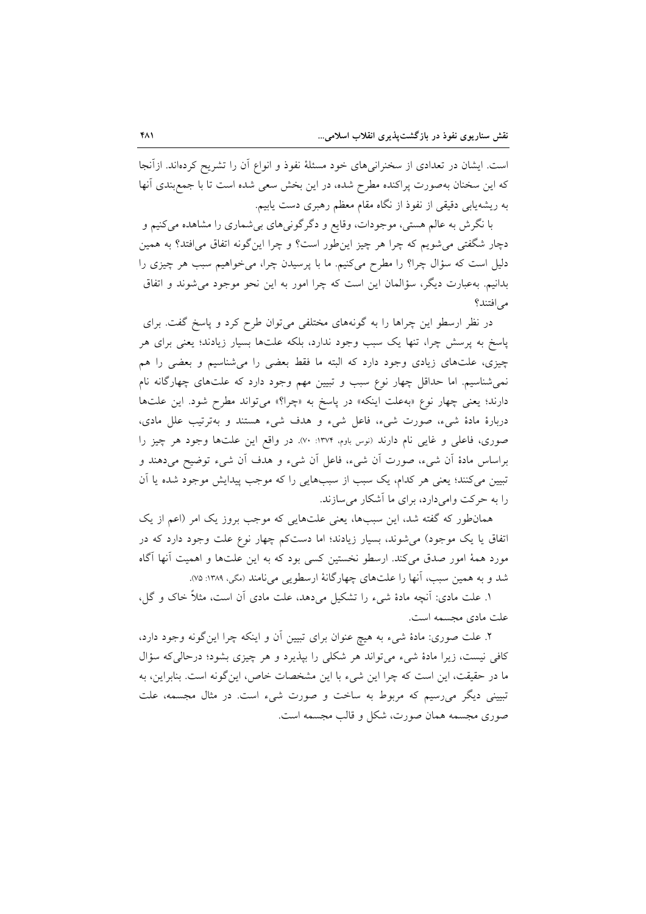است. ایشان در تعدادی از سخنرانی‌های خود مسئلهٔ نفوذ و انواع آن را تشریح کرده‌اند. ازآنجا که این سخنان به‌صورت پراکنده مطرح شده، در این بخش سعی شده است تا با جمع‌بندی آنها به ریشه‌یابی دقیقی از نفوذ از نگاه مقام معظم رهبری دست یابیم.

با نگرش به عالم هستی، موجودات، وقایع و دگرگونی‌های بی‌شماری را مشاهده می‌کنیم و دچار شگفتی می‌شویم که چرا هر چیز این‌طور است؟ و چرا این‌گونه اتفاق می‌افتد؟ به همین دلیل است که سؤال چرا؟ را مطرح می‌کنیم. ما با پرسیدن چرا، می‌خواهیم سبب هر چیزی را بدانیم. به‌عبارت دیگر، سؤالمان این است که چرا امور به این نحو موجود می‌شوند و اتفاق می‌افتند؟

در نظر ارسطو این چراها را به گونه‌های مختلفی می‌توان طرح کرد و پاسخ گفت. برای پاسخ به پرسش چرا، تنها یک سبب وجود ندارد، بلکه علت‌ها بسیار زیادند؛ یعنی برای هر چیزی، علت‌های زیادی وجود دارد که البته ما فقط بعضی را می‌شناسیم و بعضی را هم نمی‌شناسیم. اما حداقل چهار نوع سبب و تبیین مهم وجود دارد که علت‌های چهارگانه نام دارند؛ یعنی چهار نوع «به‌علت اینکه» در پاسخ به «چرا؟» می‌تواند مطرح شود. این علت‌ها دربارهٔ مادهٔ شیء، صورت شیء، فاعل شیء و هدف شیء هستند و به‌ترتیب علل مادی، صوری، فاعلی و غایی نام دارند (نوس باوم، ۱۳۷۴: ۷۰). در واقع این علت‌ها وجود هر چیز را براساس مادهٔ آن شیء، صورت آن شیء، فاعل آن شیء و هدف آن شیء توضیح می‌دهند و تبیین می‌کنند؛ یعنی هر کدام، یک سبب از سبب‌هایی را که موجب پیدایش موجود شده یا آن را به حرکت وامی‌دارد، برای ما آشکار می‌سازند.

همان‌طور که گفته شد، این سبب‌ها، یعنی علت‌هایی که موجب بروز یک امر (اعم از یک اتفاق یا یک موجود) می‌شوند، بسیار زیادند؛ اما دست‌کم چهار نوع علت وجود دارد که در مورد همهٔ امور صدق می‌کند. ارسطو نخستین کسی بود که به این علت‌ها و اهمیت آنها آگاه شد و به همین سبب، آنها را علت‌های چهارگانهٔ ارسطویی می‌نامند (مگی، ۱۳۸۹: ۷۵).

۱. علت مادی: آنچه مادهٔ شیء را تشکیل می‌دهد، علت مادی آن است، مثلاً خاک و گل، علت مادی مجسمه است.

۲. علت صوری: مادهٔ شیء به هیچ عنوان برای تبیین آن و اینکه چرا این‌گونه وجود دارد، کافی نیست، زیرا مادهٔ شیء می‌تواند هر شکلی را بپذیرد و هر چیزی بشود؛ درحالی‌که سؤال ما در حقیقت، این است که چرا این شیء با این مشخصات خاص، این‌گونه است. بنابراین، به تبیینی دیگر می‌رسیم که مربوط به ساخت و صورت شیء است. در مثال مجسمه، علت صوری مجسمه همان صورت، شکل و قالب مجسمه است.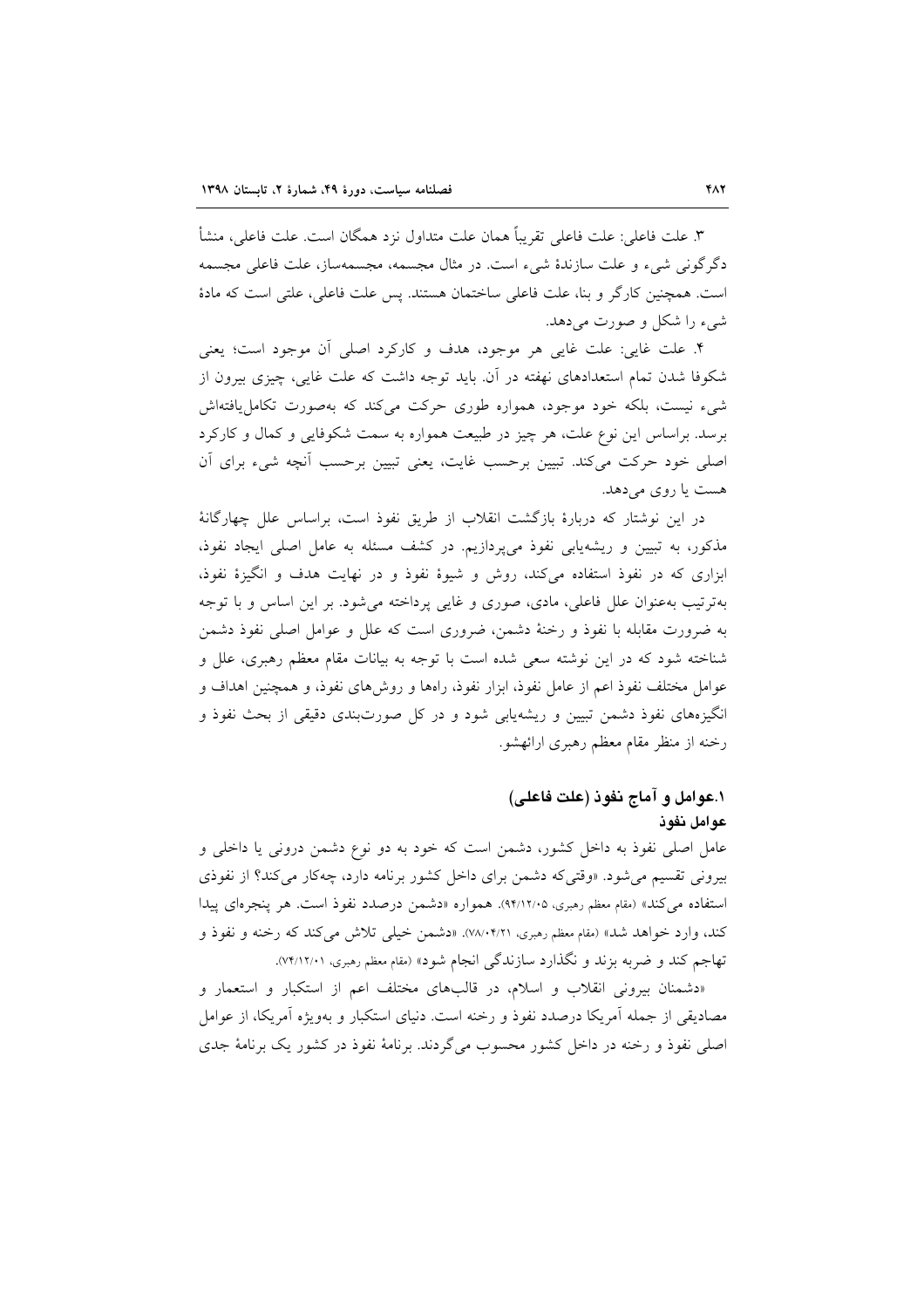۳. علت فاعلی: علت فاعلی تقریباً همان علت متداول نزد همگان است. علت فاعلی، منشأ دگرگونی شیء و علت سازندهٔ شیء است. در مثال مجسمه، مجسمه‌ساز، علت فاعلی مجسمه است. همچنین کارگر و بنا، علت فاعلی ساختمان هستند. پس علت فاعلی، علتی است که مادهٔ شیء را شکل و صورت می‌دهد.

۴. علت غایی: علت غایی هر موجود، هدف و کارکرد اصلی آن موجود است؛ یعنی شکوفا شدن تمام استعدادهای نهفته در آن. باید توجه داشت که علت غایی، چیزی بیرون از شیء نیست، بلکه خود موجود، همواره طوری حرکت می‌کند که به‌صورت تکامل‌یافته‌اش برسد. براساس این نوع علت، هر چیز در طبیعت همواره به سمت شکوفایی و کمال و کارکرد اصلی خود حرکت می‌کند. تبیین برحسب غایت، یعنی تبیین برحسب آنچه شیء برای آن هست یا روی می‌دهد.

در این نوشتار که دربارهٔ بازگشت انقلاب از طریق نفوذ است، براساس علل چهارگانهٔ مذکور، به تبیین و ریشه‌یابی نفوذ می‌پردازیم. در کشف مسئله به عامل اصلی ایجاد نفوذ، ابزاری که در نفوذ استفاده می‌کند، روش و شیوهٔ نفوذ و در نهایت هدف و انگیزهٔ نفوذ، به‌ترتیب به‌عنوان علل فاعلی، مادی، صوری و غایی پرداخته می‌شود. بر این اساس و با توجه به ضرورت مقابله با نفوذ و رخنهٔ دشمن، ضروری است که علل و عوامل اصلی نفوذ دشمن شناخته شود که در این نوشته سعی شده است با توجه به بیانات مقام معظم رهبری، علل و عوامل مختلف نفوذ اعم از عامل نفوذ، ابزار نفوذ، راه‌ها و روش‌های نفوذ، و همچنین اهداف و انگیزه‌های نفوذ دشمن تبیین و ریشه‌یابی شود و در کل صورت‌بندی دقیقی از بحث نفوذ و رخنه از منظر مقام معظم رهبری ارائه‌شو.

## ۱.عوامل و آماج نفوذ (علت فاعلی)

### عوامل نفوذ

عامل اصلی نفوذ به داخل کشور، دشمن است که خود به دو نوع دشمن درونی یا داخلی و بیرونی تقسیم می‌شود. «وقتی‌که دشمن برای داخل کشور برنامه دارد، چه‌کار می‌کند؟ از نفوذی استفاده می‌کند» (مقام معظم رهبری، ۹۴/۱۲/۰۵). همواره «دشمن درصدد نفوذ است. هر پنجره‌ای پیدا کند، وارد خواهد شد» (مقام معظم رهبری، ۷۸/۰۴/۲۱). «دشمن خیلی تلاش می‌کند که رخنه و نفوذ و تهاجم کند و ضربه بزند و نگذارد سازندگی انجام شود» (مقام معظم رهبری، ۷۴/۱۲/۰۱).

«دشمنان بیرونی انقلاب و اسلام، در قالب‌های مختلف اعم از استکبار و استعمار و مصادیقی از جمله آمریکا درصدد نفوذ و رخنه است. دنیای استکبار و به‌ویژه آمریکا، از عوامل اصلی نفوذ و رخنه در داخل کشور محسوب می‌گردند. برنامهٔ نفوذ در کشور یک برنامهٔ جدی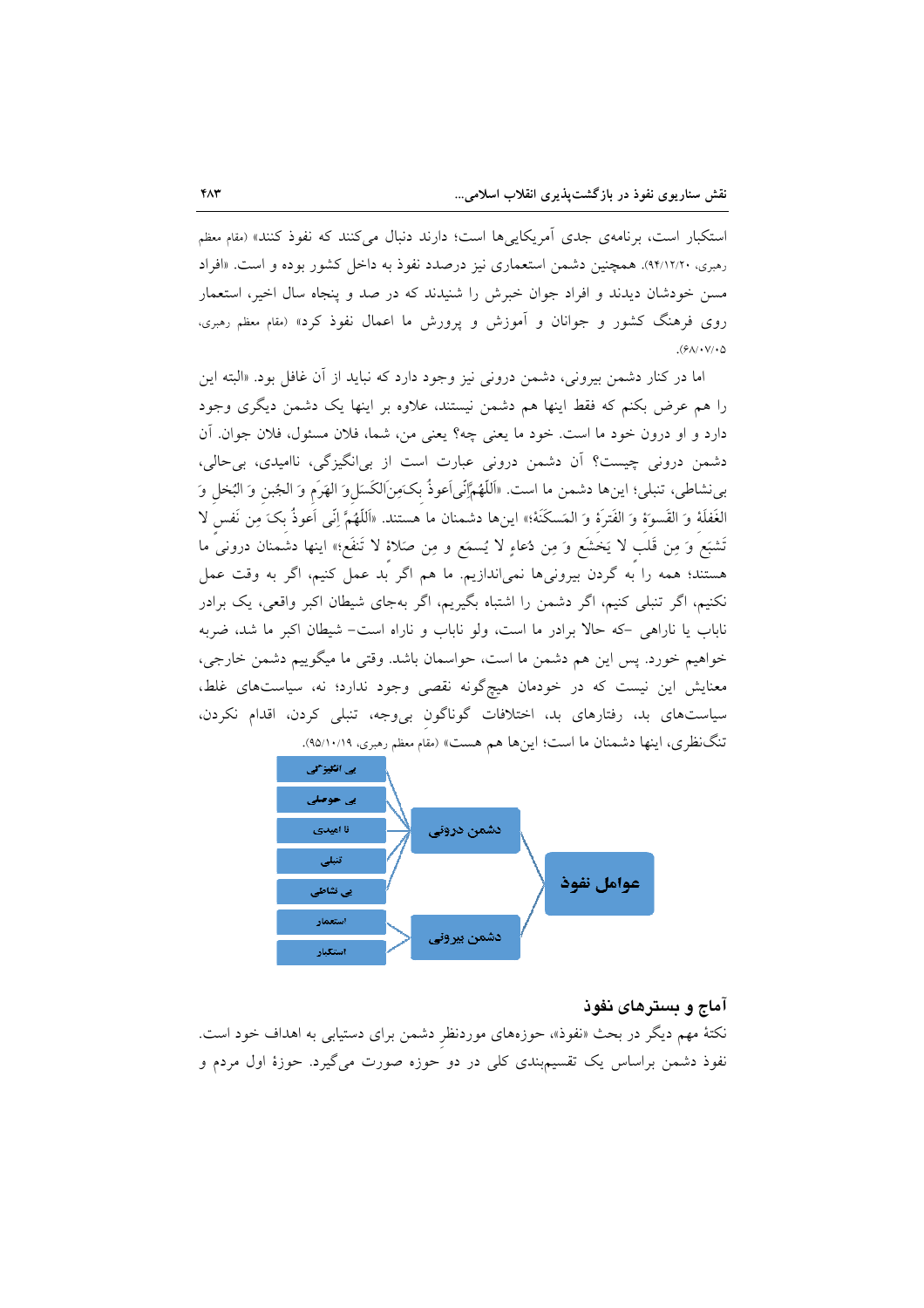استکبار است، برنامه‌ی جدی آمریکایی‌ها است؛ دارند دنبال می‌کنند که نفوذ کنند» (مقام معظم رهبری، ۹۴/۱۲/۲۰). همچنین دشمن استعماری نیز درصدد نفوذ به داخل کشور بوده و است. «افراد مسن خودشان دیدند و افراد جوان خبرش را شنیدند که در صد و پنجاه سال اخیر، استعمار روی فرهنگ کشور و جوانان و آموزش و پرورش ما اعمال نفوذ کرد» (مقام معظم رهبری، ۶۸/۰۷/۰۵).

اما در کنار دشمن بیرونی، دشمن درونی نیز وجود دارد که نباید از آن غافل بود. «البته این را هم عرض بکنم که فقط اینها هم دشمن نیستند، علاوه بر اینها یک دشمن دیگری وجود دارد و او درون خود ما است. خود ما یعنی چه؟ یعنی من، شما، فلان مسئول، فلان جوان. آن دشمن درونی چیست؟ آن دشمن درونی عبارت است از بی‌انگیزگی، ناامیدی، بی‌حالی، بی‌نشاطی، تنبلی؛ این‌ها دشمن ما است. «اَللّٰهُمَّ إنّی أعوذُ بِکَ مِنَ الکَسَلِ وَ الهَرَمِ وَ الجُبنِ وَ البُخلِ وَ الغَفلَةِ وَ القَسوَةِ وَ الفَترَةِ وَ المَسکَنَة؛» این‌ها دشمنان ما هستند. «اَللّٰهُمَّ إنّی أعوذُ بِکَ مِن نَفسٍ لا تَشبَعُ وَ مِن قَلبٍ لا یَخشَعُ وَ مِن دُعاءٍ لا یُسمَعُ و مِن صَلاةٍ لا تَنفَع؛» اینها دشمنان درونی ما هستند؛ همه را به گردن بیرونی‌ها نمی‌اندازیم. ما هم اگر بد عمل کنیم، اگر به وقت عمل نکنیم، اگر تنبلی کنیم، اگر دشمن را اشتباه بگیریم، اگر به‌جای شیطان اکبر واقعی، یک برادر ناباب یا ناراهی -که حالا برادر ما است، ولو ناباب و ناراه است- شیطان اکبر ما شد، ضربه خواهیم خورد. پس این هم دشمن ما است، حواسمان باشد. وقتی ما میگوییم دشمن خارجی، معنایش این نیست که در خودمان هیچ‌گونه نقصی وجود ندارد؛ نه، سیاست‌های غلط، سیاست‌های بد، رفتارهای بد، اختلافات گوناگونِ بی‌وجه، تنبلی کردن، اقدام نکردن، تنگ‌نظری، اینها دشمنان ما است؛ این‌ها هم هست» (مقام معظم رهبری، ۹۵/۱۰/۱۹).

- عوامل نفوذ
  - دشمن درونی
    - بی انگیزگی
    - بی حوصلی
    - نا امیدی
    - تنبلی
    - بی نشاطی
  - دشمن بیرونی
    - استعمار
    - استکبار

## آماج و بسترهای نفوذ

نکتۀ مهم دیگر در بحث «نفوذ»، حوزه‌های موردنظرِ دشمن برای دستیابی به اهداف خود است. نفوذ دشمن براساس یک تقسیم‌بندی کلی در دو حوزه صورت می‌گیرد. حوزۀ اول مردم و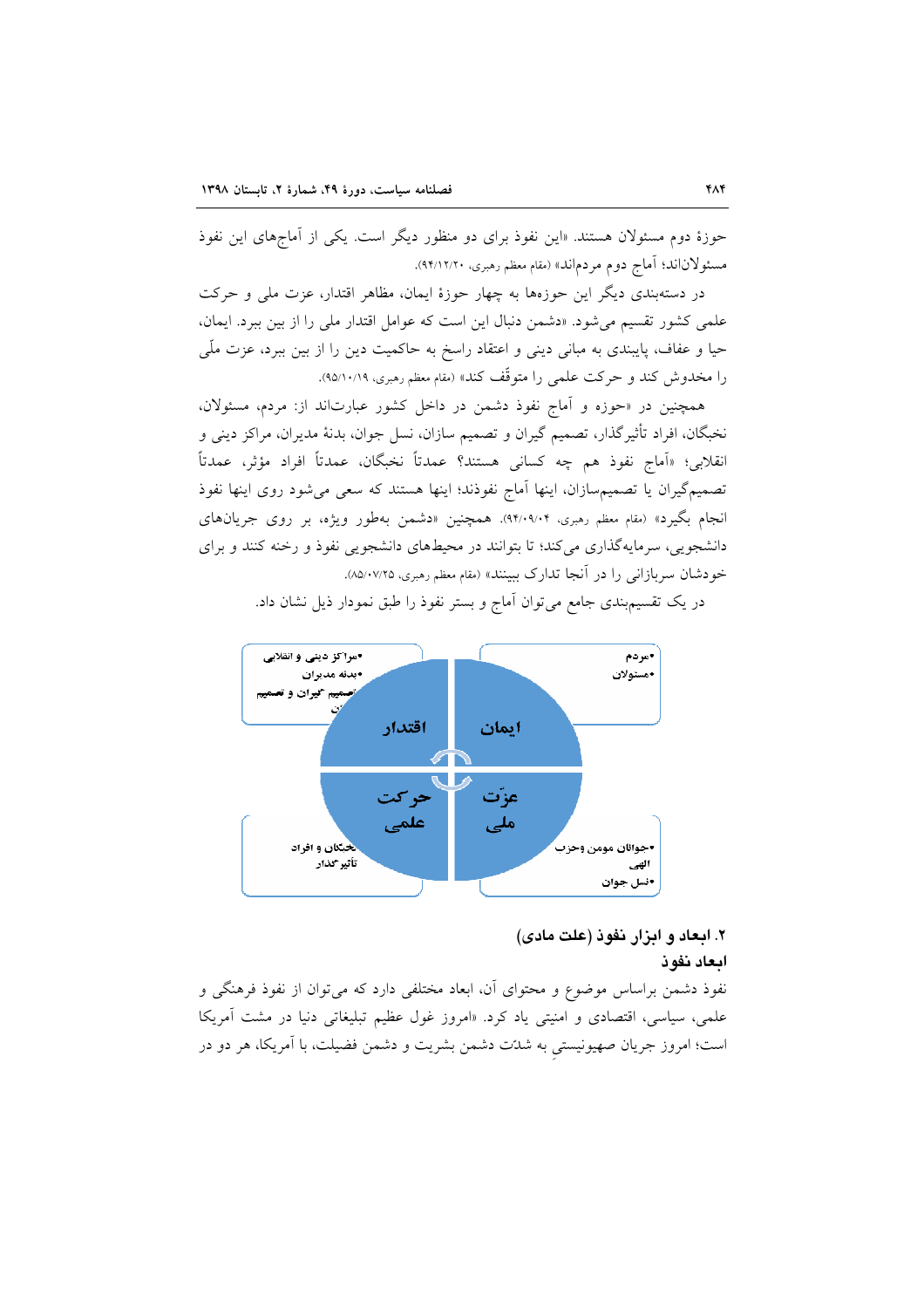حوزهٔ دوم مسئولان هستند. «این نفوذ برای دو منظور دیگر است. یکی از آماج‌های این نفوذ مسئولان‌اند؛ آماج دوم مردم‌اند» (مقام معظم رهبری، ۹۴/۱۲/۲۰).

در دسته‌بندی دیگر این حوزه‌ها به چهار حوزهٔ ایمان، مظاهر اقتدار، عزت ملی و حرکت علمی کشور تقسیم می‌شود. «دشمن دنبال این است که عوامل اقتدار ملی را از بین ببرد. ایمان، حیا و عفاف، پایبندی به مبانی دینی و اعتقاد راسخ به حاکمیت دین را از بین ببرد، عزت ملّی را مخدوش کند و حرکت علمی را متوقّف کند» (مقام معظم رهبری، ۹۵/۱۰/۱۹).

همچنین در «حوزه و آماج نفوذ دشمن در داخل کشور عبارت‌اند از: مردم، مسئولان، نخبگان، افراد تأثیرگذار، تصمیم گیران و تصمیم سازان، نسل جوان، بدنهٔ مدیران، مراکز دینی و انقلابی؛ «آماج نفوذ هم چه کسانی هستند؟ عمدتاً نخبگان، عمدتاً افراد مؤثر، عمدتاً تصمیم‌گیران یا تصمیم‌سازان، اینها آماج نفوذند؛ اینها هستند که سعی می‌شود روی اینها نفوذ انجام بگیرد» (مقام معظم رهبری، ۹۴/۰۹/۰۴). همچنین «دشمن به‌طور ویژه، بر روی جریان‌های دانشجویی، سرمایه‌گذاری می‌کند؛ تا بتوانند در محیط‌های دانشجویی نفوذ و رخنه کنند و برای خودشان سربازانی را در آنجا تدارک ببینند» (مقام معظم رهبری، ۸۵/۰۷/۲۵).

در یک تقسیم‌بندی جامع می‌توان آماج و بستر نفوذ را طبق نمودار ذیل نشان داد.

- ایمان: مردم، مسئولان
- اقتدار: مراکز دینی و انقلابی، بدنه مدیران، تصمیم گیران و تصمیم سازان
- عزّت ملی: جوانان مومن وحزب الهی، نسل جوان
- حرکت علمی: نخبگان و افراد تأثیرگذار

### ۲. ابعاد و ابزار نفوذ (علت مادی)

#### ابعاد نفوذ

نفوذ دشمن براساس موضوع و محتوای آن، ابعاد مختلفی دارد که می‌توان از نفوذ فرهنگی و علمی، سیاسی، اقتصادی و امنیتی یاد کرد. «امروز غول عظیم تبلیغاتی دنیا در مشت آمریکا است؛ امروز جریان صهیونیستیِ به شدّت دشمن بشریت و دشمن فضیلت، با آمریکا، هر دو در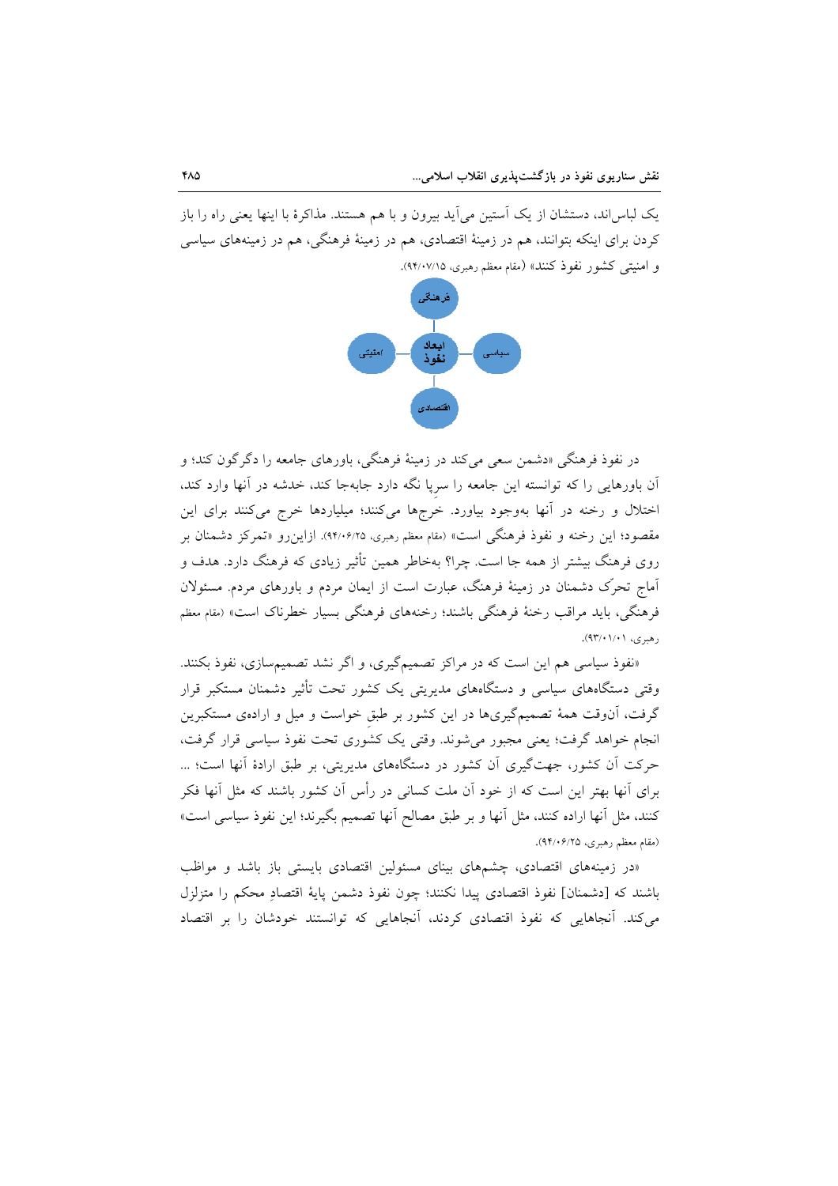یک لباس‌اند، دستشان از یک آستین می‌آید بیرون و با هم هستند. مذاکرۀ با اینها یعنی راه را باز کردن برای اینکه بتوانند، هم در زمینۀ اقتصادی، هم در زمینۀ فرهنگی، هم در زمینه‌های سیاسی و امنیتی کشور نفوذ کنند» (مقام معظم رهبری، ۹۴/۰۷/۱۵).

فرهنگی

امنیتی — ابعاد نفوذ — سیاسی

اقتصادی

در نفوذ فرهنگی «دشمن سعی می‌کند در زمینۀ فرهنگی، باورهای جامعه را دگرگون کند؛ و آن باورهایی را که توانسته این جامعه را سرپا نگه دارد جابه‌جا کند، خدشه در آنها وارد کند، اختلال و رخنه در آنها به‌وجود بیاورد. خرج‌ها می‌کنند؛ میلیاردها خرج می‌کنند برای این مقصود؛ این رخنه و نفوذ فرهنگی است» (مقام معظم رهبری، ۹۴/۰۶/۲۵). ازاین‌رو «تمرکز دشمنان بر روی فرهنگ بیشتر از همه جا است. چرا؟ به‌خاطر همین تأثیر زیادی که فرهنگ دارد. هدف و آماج تحرّک دشمنان در زمینۀ فرهنگ، عبارت است از ایمان مردم و باورهای مردم. مسئولان فرهنگی، باید مراقب رخنۀ فرهنگی باشند؛ رخنه‌های فرهنگی بسیار خطرناک است» (مقام معظم رهبری، ۹۳/۰۱/۰۱).

«نفوذ سیاسی هم این است که در مراکز تصمیم‌گیری، و اگر نشد تصمیم‌سازی، نفوذ بکنند. وقتی دستگاه‌های سیاسی و دستگاه‌های مدیریتی یک کشور تحت تأثیر دشمنان مستکبر قرار گرفت، آن‌وقت همۀ تصمیم‌گیری‌ها در این کشور بر طبق خواست و میل و ارادۀ مستکبرین انجام خواهد گرفت؛ یعنی مجبور می‌شوند. وقتی یک کشوری تحت نفوذ سیاسی قرار گرفت، حرکت آن کشور، جهت‌گیری آن کشور در دستگاه‌های مدیریتی، بر طبق ارادۀ آنها است؛ ... برای آنها بهتر این است که از خود آن ملت کسانی در رأس آن کشور باشند که مثل آنها فکر کنند، مثل آنها اراده کنند، مثل آنها و بر طبق مصالح آنها تصمیم بگیرند؛ این نفوذ سیاسی است» (مقام معظم رهبری، ۹۴/۰۶/۲۵).

«در زمینه‌های اقتصادی، چشم‌های بینای مسئولین اقتصادی بایستی باز باشد و مواظب باشند که [دشمنان] نفوذ اقتصادی پیدا نکنند؛ چون نفوذ دشمن پایۀ اقتصادِ محکم را متزلزل می‌کند. آنجاهایی که نفوذ اقتصادی کردند، آنجاهایی که توانستند خودشان را بر اقتصاد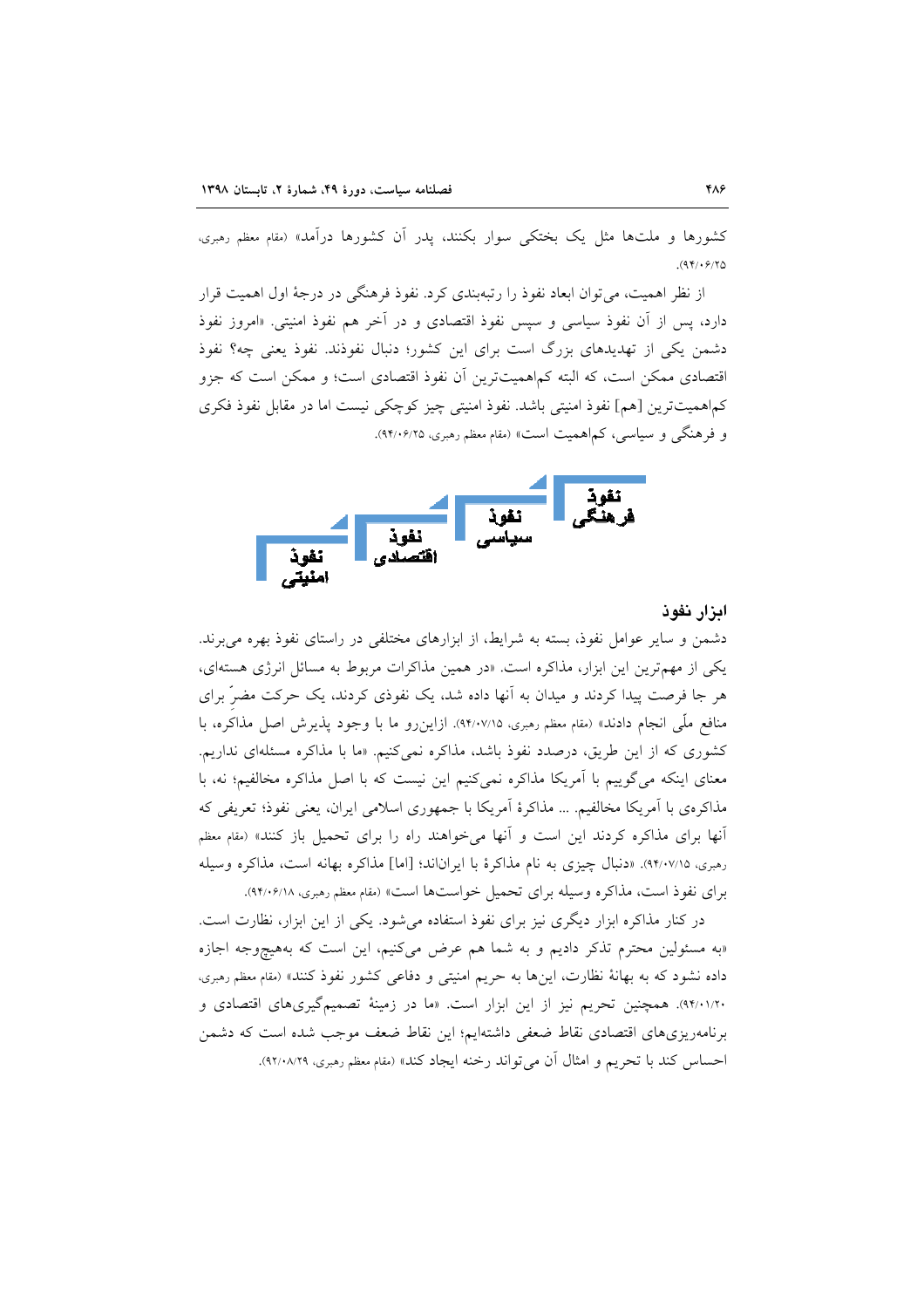کشورها و ملت‌ها مثل یک بختکی سوار بکنند، پدر آن کشورها درآمد» (مقام معظم رهبری، ۹۴/۰۶/۲۵).

از نظر اهمیت، می‌توان ابعاد نفوذ را رتبه‌بندی کرد. نفوذ فرهنگی در درجهٔ اول اهمیت قرار دارد، پس از آن نفوذ سیاسی و سپس نفوذ اقتصادی و در آخر هم نفوذ امنیتی. «امروز نفوذ دشمن یکی از تهدیدهای بزرگ است برای این کشور؛ دنبال نفوذند. نفوذ یعنی چه؟ نفوذ اقتصادی ممکن است، که البته کم‌اهمیت‌ترین آن نفوذ اقتصادی است؛ و ممکن است که جزو کم‌اهمیت‌ترین [هم] نفوذ امنیتی باشد. نفوذ امنیتی چیز کوچکی نیست اما در مقابل نفوذ فکری و فرهنگی و سیاسی، کم‌اهمیت است» (مقام معظم رهبری، ۹۴/۰۶/۲۵).

نفوذ فرهنگی ← نفوذ سیاسی ← نفوذ اقتصادی ← نفوذ امنیتی

### ابزار نفوذ

دشمن و سایر عوامل نفوذ، بسته به شرایط، از ابزارهای مختلفی در راستای نفوذ بهره می‌برند. یکی از مهم‌ترین این ابزار، مذاکره است. «در همین مذاکرات مربوط به مسائل انرژی هسته‌ای، هر جا فرصت پیدا کردند و میدان به آنها داده شد، یک نفوذی کردند، یک حرکت مضرِّ برای منافع ملّی انجام دادند» (مقام معظم رهبری، ۹۴/۰۷/۱۵). ازاین‌رو ما با وجود پذیرش اصل مذاکره، با کشوری که از این طریق، درصدد نفوذ باشد، مذاکره نمی‌کنیم. «ما با مذاکره مسئله‌ای نداریم. معنای اینکه می‌گوییم با آمریکا مذاکره نمی‌کنیم این نیست که با اصل مذاکره مخالفیم؛ نه، با مذاکره‌ی با آمریکا مخالفیم. ... مذاکرهٔ آمریکا با جمهوری اسلامی ایران، یعنی نفوذ؛ تعریفی که آنها برای مذاکره کردند این است و آنها می‌خواهند راه را برای تحمیل باز کنند» (مقام معظم رهبری، ۹۴/۰۷/۱۵). «دنبال چیزی به نام مذاکرهٔ با ایران‌اند؛ [اما] مذاکره بهانه است، مذاکره وسیله برای نفوذ است، مذاکره وسیله برای تحمیل خواسته‌ها است» (مقام معظم رهبری، ۹۴/۰۶/۱۸).

در کنار مذاکره ابزار دیگری نیز برای نفوذ استفاده می‌شود. یکی از این ابزار، نظارت است. «به مسئولین محترم تذکر دادیم و به شما هم عرض می‌کنیم، این است که به‌هیچ‌وجه اجازه داده نشود که به بهانهٔ نظارت، این‌ها به حریم امنیتی و دفاعی کشور نفوذ کنند» (مقام معظم رهبری، ۹۴/۰۱/۲۰). همچنین تحریم نیز از این ابزار است. «ما در زمینهٔ تصمیم‌گیری‌های اقتصادی و برنامه‌ریزی‌های اقتصادی نقاط ضعفی داشته‌ایم؛ این نقاط ضعف موجب شده است که دشمن احساس کند با تحریم و امثال آن می‌تواند رخنه ایجاد کند» (مقام معظم رهبری، ۹۲/۰۸/۲۹).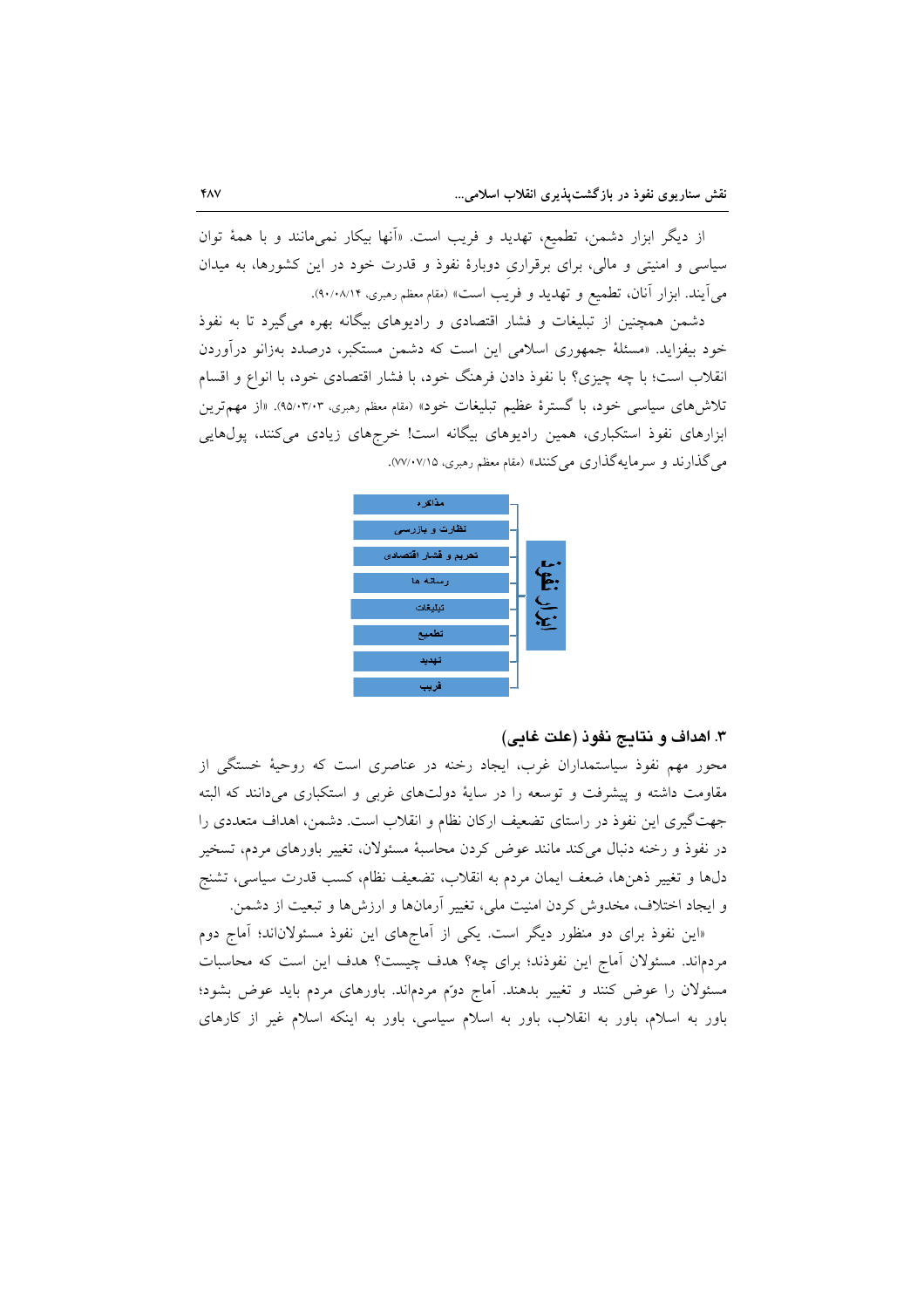از دیگر ابزار دشمن، تطمیع، تهدید و فریب است. «آنها بیکار نمی‌مانند و با همهٔ توان سیاسی و امنیتی و مالی، برای برقراریِ دوبارهٔ نفوذ و قدرت خود در این کشورها، به میدان می‌آیند. ابزار آنان، تطمیع و تهدید و فریب است» (مقام معظم رهبری، ۹۰/۰۸/۱۴).

دشمن همچنین از تبلیغات و فشار اقتصادی و رادیوهای بیگانه بهره می‌گیرد تا به نفوذ خود بیفزاید. «مسئلهٔ جمهوری اسلامی این است که دشمن مستکبر، درصدد به‌زانو درآوردن انقلاب است؛ با چه چیزی؟ با نفوذ دادن فرهنگ خود، با فشار اقتصادی خود، با انواع و اقسام تلاش‌های سیاسی خود، با گسترهٔ عظیم تبلیغات خود» (مقام معظم رهبری، ۹۵/۰۳/۰۳). «از مهم‌ترین ابزارهای نفوذ استکباری، همین رادیوهای بیگانه است! خرج‌های زیادی می‌کنند، پول‌هایی می‌گذارند و سرمایه‌گذاری می‌کنند» (مقام معظم رهبری، ۷۷/۰۷/۱۵).

**ابزار نفوذ**

- مذاکره
- نظارت و بازرسی
- تحریم و فشار اقتصادی
- رسانه ها
- تبلیغات
- تطمیع
- تهدید
- فریب

### ۳. اهداف و نتایج نفوذ (علت غایی)

محور مهم نفوذ سیاستمداران غرب، ایجاد رخنه در عناصری است که روحیهٔ خستگی از مقاومت داشته و پیشرفت و توسعه را در سایهٔ دولت‌های غربی و استکباری می‌دانند که البته جهت‌گیری این نفوذ در راستای تضعیف ارکان نظام و انقلاب است. دشمن، اهداف متعددی را در نفوذ و رخنه دنبال می‌کند مانند عوض کردن محاسبهٔ مسئولان، تغییر باورهای مردم، تسخیر دل‌ها و تغییر ذهن‌ها، ضعف ایمان مردم به انقلاب، تضعیف نظام، کسب قدرت سیاسی، تشنج و ایجاد اختلاف، مخدوش کردن امنیت ملی، تغییر آرمان‌ها و ارزش‌ها و تبعیت از دشمن.

«این نفوذ برای دو منظور دیگر است. یکی از آماج‌های این نفوذ مسئولان‌اند؛ آماج دوم مردم‌اند. مسئولان آماج این نفوذند؛ برای چه؟ هدف چیست؟ هدف این است که محاسبات مسئولان را عوض کنند و تغییر بدهند. آماج دومّ مردم‌اند. باورهای مردم باید عوض بشود؛ باور به اسلام، باور به انقلاب، باور به اسلام سیاسی، باور به اینکه اسلام غیر از کارهای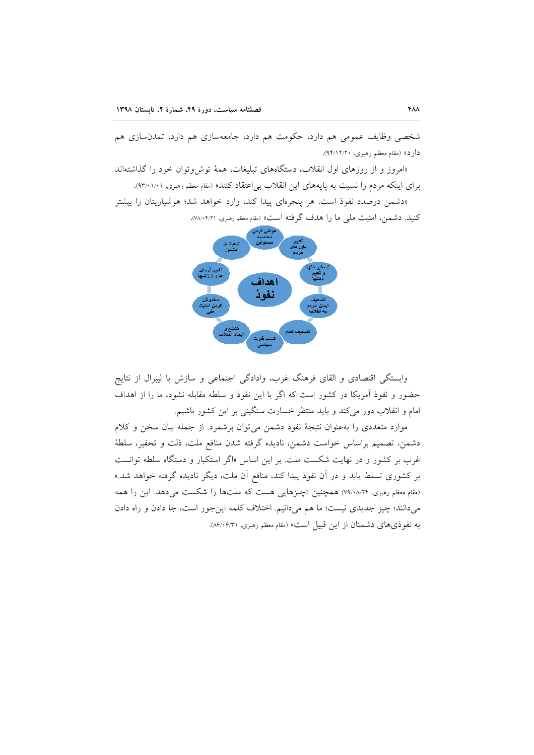شخصی وظایف عمومی هم دارد، حکومت هم دارد، جامعه‌سازی هم دارد، تمدن‌سازی هم دارد» (مقام معظم رهبری، ۹۴/۱۲/۲۰).

«امروز و از روزهای اول انقلاب، دستگاه‌های تبلیغات، همهٔ توش‌وتوان خود را گذاشته‌اند برای اینکه مردم را نسبت به پایه‌های این انقلاب بی‌اعتقاد کنند» (مقام معظم رهبری، ۹۳/۰۱/۰۱).

«دشمن درصدد نفوذ است. هر پنجره‌ای پیدا کند، وارد خواهد شد؛ هوشیاریتان را بیشتر کنید. دشمن، امنیت ملی ما را هدف گرفته است» (مقام معظم رهبری، ۷۸/۰۴/۲۱).

اهداف نفوذ: عوض کردن محاسبه مسئولین؛ تغییر باورهای مردم؛ تسخیر دلها و تغییر ذهنها؛ تضعیف ایمان مردم به انقلاب؛ تضعیف نظام؛ کسب قدرت سیاسی؛ تشنج و ایجاد اختلاف؛ مخدوش کردن امنیت ملی؛ تغییر آرمان ها و ارزشها؛ تبعیت از دشمن

وابستگی اقتصادی و القای فرهنگ غرب، وادادگی اجتماعی و سازش با لیبرال از نتایج حضور و نفوذ آمریکا در کشور است که اگر با این نفوذ و سلطه مقابله نشود، ما را از اهداف امام و انقلاب دور می‌کند و باید منتظر خسارت سنگینی بر این کشور باشیم.

موارد متعددی را به‌عنوان نتیجهٔ نفوذ دشمن می‌توان برشمرد. از جمله بیان سخن و کلام دشمن، تصمیم براساس خواست دشمن، نادیده گرفته شدن منافع ملت، ذلت و تحقیر، سلطهٔ غرب بر کشور و در نهایت شکست ملت. بر این اساس «اگر استکبار و دستگاه سلطه توانست بر کشوری تسلط یابد و در آن نفوذ پیدا کند، منافع آن ملت، دیگر نادیده گرفته خواهد شد.» (مقام معظم رهبری، ۷۹/۰۸/۲۴) همچنین «چیزهایی هست که ملت‌ها را شکست می‌دهد. این را همه می‌دانند؛ چیز جدیدی نیست؛ ما هم می‌دانیم. اختلاف کلمه این‌جور است، جا دادن و راه دادن به نفوذی‌های دشمنان از این قبیل است» (مقام معظم رهبری، ۸۶/۰۶/۳۱).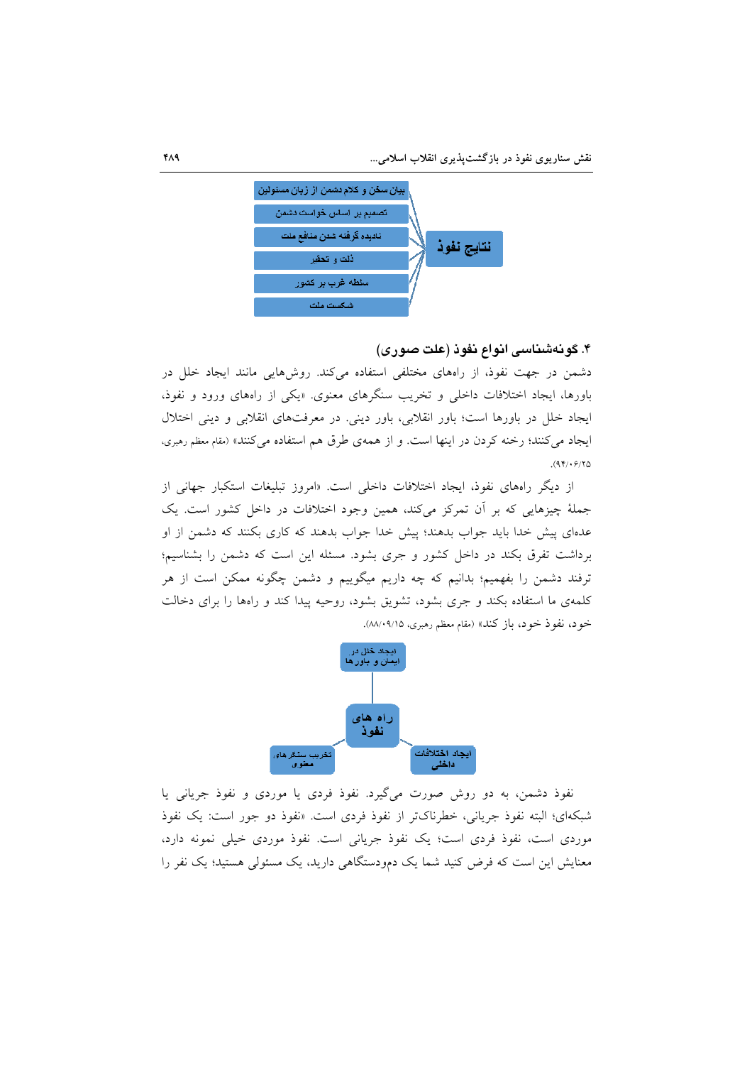- بیان سخن و کلام دشمن از زبان مسئولین
- تصمیم بر اساس خواست دشمن
- نادیده گرفته شدن منافع ملت
- ذلت و تحقیر
- سلطه غرب بر کشور
- شکست ملت

**نتایج نفوذ**

### ۴. گونه‌شناسی انواع نفوذ (علت صوری)

دشمن در جهت نفوذ، از راه‌های مختلفی استفاده می‌کند. روش‌هایی مانند ایجاد خلل در باورها، ایجاد اختلافات داخلی و تخریب سنگرهای معنوی. «یکی از راه‌های ورود و نفوذ، ایجاد خلل در باورها است؛ باور انقلابی، باور دینی. در معرفت‌های انقلابی و دینی اختلال ایجاد می‌کنند؛ رخنه کردن در اینها است. و از همه‌ی طرق هم استفاده می‌کنند» (مقام معظم رهبری، ۹۴/۰۶/۲۵).

از دیگر راه‌های نفوذ، ایجاد اختلافات داخلی است. «امروز تبلیغات استکبار جهانی از جملهٔ چیزهایی که بر آن تمرکز می‌کند، همین وجود اختلافات در داخل کشور است. یک عده‌ای پیش خدا باید جواب بدهند؛ پیش خدا جواب بدهند که کاری بکنند که دشمن از او برداشت تفرق بکند در داخل کشور و جری بشود. مسئله این است که دشمن را بشناسیم؛ ترفند دشمن را بفهمیم؛ بدانیم که چه داریم میگوییم و دشمن چگونه ممکن است از هر کلمه‌ی ما استفاده بکند و جری بشود، تشویق بشود، روحیه پیدا کند و راه‌ها را برای دخالت خود، نفوذ خود، باز کند» (مقام معظم رهبری، ۸۸/۰۹/۱۵).

**راه های نفوذ**
- ایجاد خلل در ایمان و باورها
- ایجاد اختلافات داخلی
- تخریب سنگرهای معنوی

نفوذ دشمن، به دو روش صورت می‌گیرد. نفوذ فردی یا موردی و نفوذ جریانی یا شبکه‌ای؛ البته نفوذ جریانی، خطرناک‌تر از نفوذ فردی است. «نفوذ دو جور است: یک نفوذ موردی است، نفوذ فردی است؛ یک نفوذ جریانی است. نفوذ موردی خیلی نمونه دارد، معنایش این است که فرض کنید شما یک دم‌ودستگاهی دارید، یک مسئولی هستید؛ یک نفر را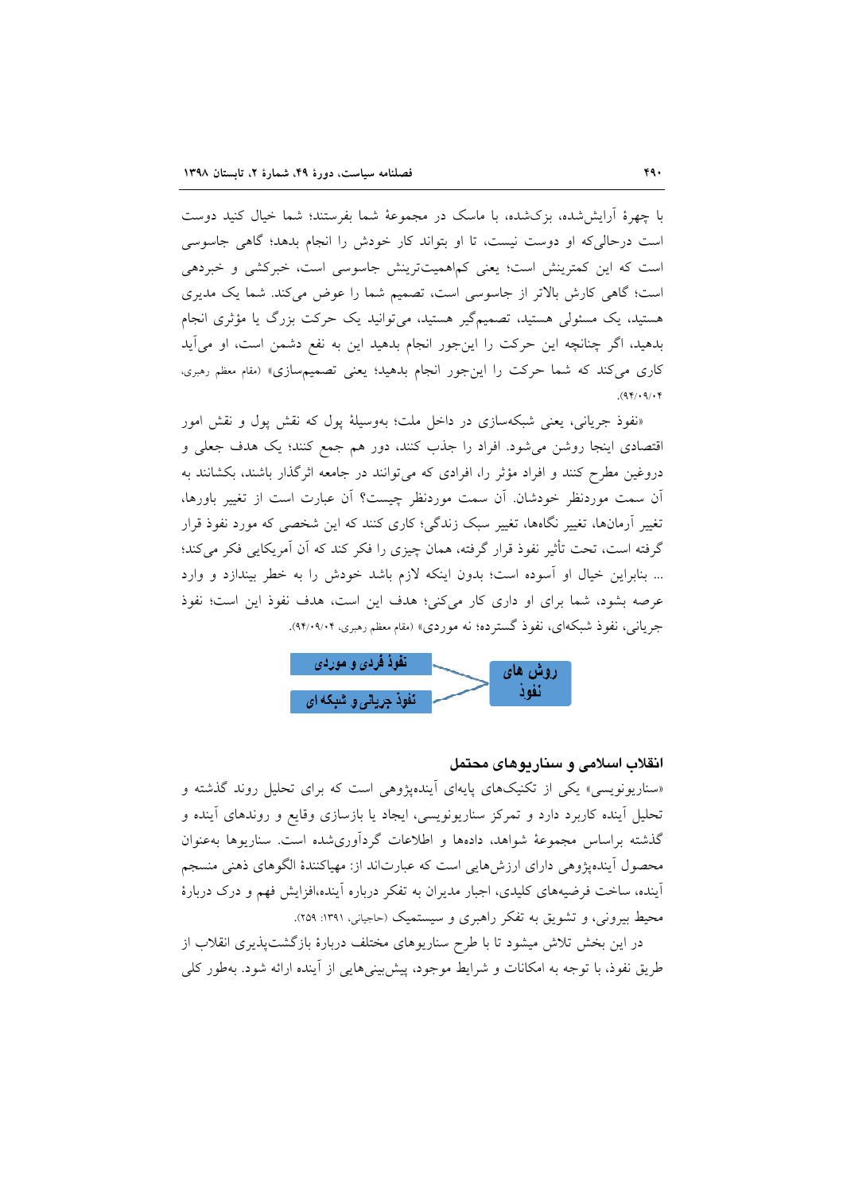با چهرۀ آرایش‌شده، بزک‌شده، با ماسک در مجموعۀ شما بفرستند؛ شما خیال کنید دوست است درحالی‌که او دوست نیست، تا او بتواند کار خودش را انجام بدهد؛ گاهی جاسوسی است که این کمترینش است؛ یعنی کم‌اهمیت‌ترینش جاسوسی است، خبرکشی و خبردهی است؛ گاهی کارش بالاتر از جاسوسی است، تصمیم شما را عوض می‌کند. شما یک مدیری هستید، یک مسئولی هستید، تصمیم‌گیر هستید، می‌توانید یک حرکت بزرگ یا مؤثری انجام بدهید، اگر چنانچه این حرکت را این‌جور انجام بدهید این به نفع دشمن است، او می‌آید کاری می‌کند که شما حرکت را این‌جور انجام بدهید؛ یعنی تصمیم‌سازی» (مقام معظم رهبری، ۹۴/۰۹/۰۴).

«نفوذ جریانی، یعنی شبکه‌سازی در داخل ملت؛ به‌وسیلۀ پول که نقش پول و نقش امور اقتصادی اینجا روشن می‌شود. افراد را جذب کنند، دور هم جمع کنند؛ یک هدف جعلی و دروغین مطرح کنند و افراد مؤثر را، افرادی که می‌توانند در جامعه اثرگذار باشند، بکشانند به آن سمت موردنظر خودشان. آن سمت موردنظر چیست؟ آن عبارت است از تغییر باورها، تغییر آرمان‌ها، تغییر نگاه‌ها، تغییر سبک زندگی؛ کاری کنند که این شخصی که مورد نفوذ قرار گرفته است، تحت تأثیر نفوذ قرار گرفته، همان چیزی را فکر کند که آن آمریکایی فکر می‌کند؛ ... بنابراین خیال او آسوده است؛ بدون اینکه لازم باشد خودش را به خطر بیندازد و وارد عرصه بشود، شما برای او داری کار می‌کنی؛ هدف این است، هدف نفوذ این است؛ نفوذ جریانی، نفوذ شبکه‌ای، نفوذ گسترده؛ نه موردی» (مقام معظم رهبری، ۹۴/۰۹/۰۴).

روش های نفوذ ← نفوذ فردی و موردی / نفوذ جریانی و شبکه ای

## انقلاب اسلامی و سناریوهای محتمل

«سناریونویسی» یکی از تکنیک‌های پایه‌ای آینده‌پژوهی است که برای تحلیل روند گذشته و تحلیل آینده کاربرد دارد و تمرکز سناریونویسی، ایجاد یا بازسازی وقایع و روندهای آینده و گذشته براساس مجموعۀ شواهد، داده‌ها و اطلاعات گردآوری‌شده است. سناریوها به‌عنوان محصول آینده‌پژوهی دارای ارزش‌هایی است که عبارت‌اند از: مهیاکنندۀ الگوهای ذهنی منسجم آینده، ساخت فرضیه‌های کلیدی، اجبار مدیران به تفکر درباره آینده،افزایش فهم و درک دربارۀ محیط بیرونی، و تشویق به تفکر راهبری و سیستمیک (حاجیانی، ۱۳۹۱: ۲۵۹).

در این بخش تلاش میشود تا با طرح سناریوهای مختلف دربارۀ بازگشت‌پذیری انقلاب از طریق نفوذ، با توجه به امکانات و شرایط موجود، پیش‌بینی‌هایی از آینده ارائه شود. به‌طور کلی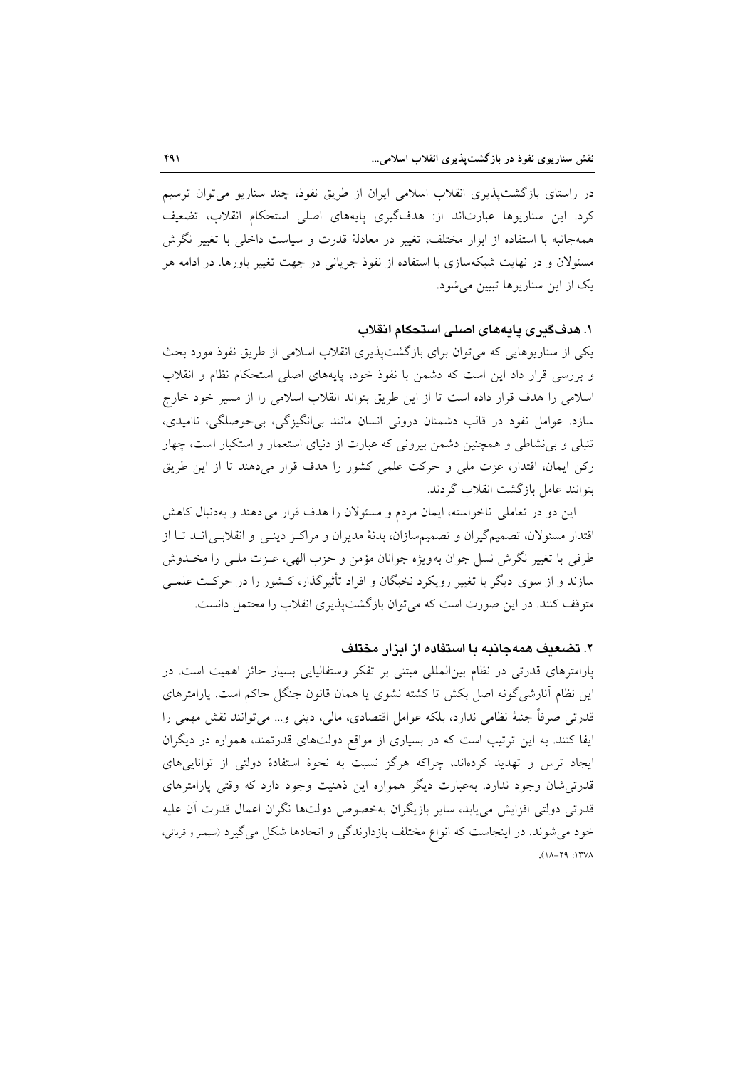در راستای بازگشت‌پذیری انقلاب اسلامی ایران از طریق نفوذ، چند سناریو می‌توان ترسیم کرد. این سناریوها عبارت‌اند از: هدف‌گیری پایه‌های اصلی استحکام انقلاب، تضعیف همه‌جانبه با استفاده از ابزار مختلف، تغییر در معادلهٔ قدرت و سیاست داخلی با تغییر نگرش مسئولان و در نهایت شبکه‌سازی با استفاده از نفوذ جریانی در جهت تغییر باورها. در ادامه هر یک از این سناریوها تبیین می‌شود.

### ۱. هدف‌گیری پایه‌های اصلی استحکام انقلاب

یکی از سناریوهایی که می‌توان برای بازگشت‌پذیری انقلاب اسلامی از طریق نفوذ مورد بحث و بررسی قرار داد این است که دشمن با نفوذ خود، پایه‌های اصلی استحکام نظام و انقلاب اسلامی را هدف قرار داده است تا از این طریق بتواند انقلاب اسلامی را از مسیر خود خارج سازد. عوامل نفوذ در قالب دشمنان درونی انسان مانند بی‌انگیزگی، بی‌حوصلگی، ناامیدی، تنبلی و بی‌نشاطی و همچنین دشمن بیرونی که عبارت از دنیای استعمار و استکبار است، چهار رکن ایمان، اقتدار، عزت ملی و حرکت علمی کشور را هدف قرار می‌دهند تا از این طریق بتوانند عامل بازگشت انقلاب گردند.

این دو در تعاملی ناخواسته، ایمان مردم و مسئولان را هدف قرار می‌دهند و به‌دنبال کاهش اقتدار مسئولان، تصمیم‌گیران و تصمیم‌سازان، بدنهٔ مدیران و مراکز دینی و انقلابی‌اند تا از طرفی با تغییر نگرش نسل جوان به‌ویژه جوانان مؤمن و حزب الهی، عزت ملی را مخدوش سازند و از سوی دیگر با تغییر رویکرد نخبگان و افراد تأثیرگذار، کشور را در حرکت علمی متوقف کنند. در این صورت است که می‌توان بازگشت‌پذیری انقلاب را محتمل دانست.

### ۲. تضعیف همه‌جانبه با استفاده از ابزار مختلف

پارامترهای قدرتی در نظام بین‌المللی مبتنی بر تفکر وستفالیایی بسیار حائز اهمیت است. در این نظام آنارشی‌گونه اصل بکش تا کشته نشوی یا همان قانون جنگل حاکم است. پارامترهای قدرتی صرفاً جنبهٔ نظامی ندارد، بلکه عوامل اقتصادی، مالی، دینی و... می‌توانند نقش مهمی را ایفا کنند. به این ترتیب است که در بسیاری از مواقع دولت‌های قدرتمند، همواره در دیگران ایجاد ترس و تهدید کرده‌اند، چراکه هرگز نسبت به نحوهٔ استفادهٔ دولتی از توانایی‌های قدرتی‌شان وجود ندارد. به‌عبارت دیگر همواره این ذهنیت وجود دارد که وقتی پارامترهای قدرتی دولتی افزایش می‌یابد، سایر بازیگران به‌خصوص دولت‌ها نگران اعمال قدرت آن علیه خود می‌شوند. در اینجاست که انواع مختلف بازدارندگی و اتحادها شکل می‌گیرد (سیمبر و قربانی، ۱۳۷۸: ۲۹-۱۸).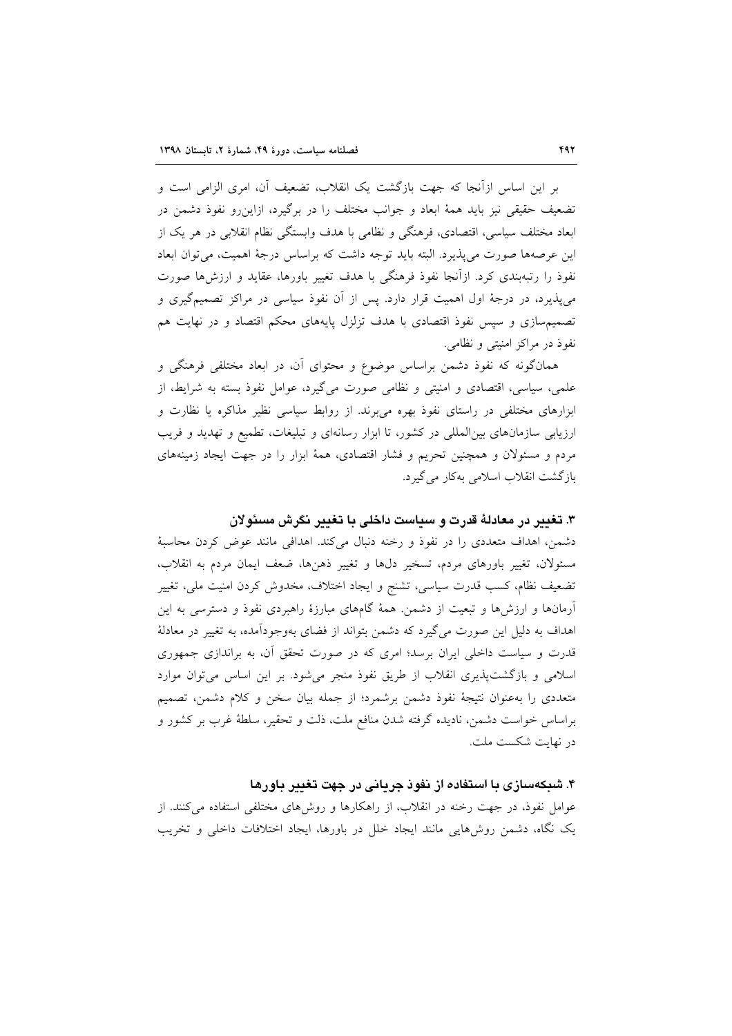بر این اساس ازآنجا که جهت بازگشت یک انقلاب، تضعیف آن، امری الزامی است و تضعیف حقیقی نیز باید همهٔ ابعاد و جوانب مختلف را در برگیرد، ازاین‌رو نفوذ دشمن در ابعاد مختلف سیاسی، اقتصادی، فرهنگی و نظامی با هدف وابستگی نظام انقلابی در هر یک از این عرصه‌ها صورت می‌پذیرد. البته باید توجه داشت که براساس درجهٔ اهمیت، می‌توان ابعاد نفوذ را رتبه‌بندی کرد. ازآنجا نفوذ فرهنگی با هدف تغییر باورها، عقاید و ارزش‌ها صورت می‌پذیرد، در درجهٔ اول اهمیت قرار دارد. پس از آن نفوذ سیاسی در مراکز تصمیم‌گیری و تصمیم‌سازی و سپس نفوذ اقتصادی با هدف تزلزل پایه‌های محکم اقتصاد و در نهایت هم نفوذ در مراکز امنیتی و نظامی.

همان‌گونه که نفوذ دشمن براساس موضوع و محتوای آن، در ابعاد مختلفی فرهنگی و علمی، سیاسی، اقتصادی و امنیتی و نظامی صورت می‌گیرد، عوامل نفوذ بسته به شرایط، از ابزارهای مختلفی در راستای نفوذ بهره می‌برند. از روابط سیاسی نظیر مذاکره یا نظارت و ارزیابی سازمان‌های بین‌المللی در کشور، تا ابزار رسانه‌ای و تبلیغات، تطمیع و تهدید و فریب مردم و مسئولان و همچنین تحریم و فشار اقتصادی، همهٔ ابزار را در جهت ایجاد زمینه‌های بازگشت انقلاب اسلامی به‌کار می‌گیرد.

### ۳. تغییر در معادلهٔ قدرت و سیاست داخلی با تغییر نگرش مسئولان

دشمن، اهداف متعددی را در نفوذ و رخنه دنبال می‌کند. اهدافی مانند عوض کردن محاسبهٔ مسئولان، تغییر باورهای مردم، تسخیر دل‌ها و تغییر ذهن‌ها، ضعف ایمان مردم به انقلاب، تضعیف نظام، کسب قدرت سیاسی، تشنج و ایجاد اختلاف، مخدوش کردن امنیت ملی، تغییر آرمان‌ها و ارزش‌ها و تبعیت از دشمن. همهٔ گام‌های مبارزهٔ راهبردی نفوذ و دسترسی به این اهداف به دلیل این صورت می‌گیرد که دشمن بتواند از فضای به‌وجودآمده، به تغییر در معادلهٔ قدرت و سیاست داخلی ایران برسد؛ امری که در صورت تحقق آن، به براندازی جمهوری اسلامی و بازگشت‌پذیری انقلاب از طریق نفوذ منجر می‌شود. بر این اساس می‌توان موارد متعددی را به‌عنوان نتیجهٔ نفوذ دشمن برشمرد؛ از جمله بیان سخن و کلام دشمن، تصمیم براساس خواست دشمن، نادیده گرفته شدن منافع ملت، ذلت و تحقیر، سلطهٔ غرب بر کشور و در نهایت شکست ملت.

### ۴. شبکه‌سازی با استفاده از نفوذ جریانی در جهت تغییر باورها

عوامل نفوذ، در جهت رخنه در انقلاب، از راهکارها و روش‌های مختلفی استفاده می‌کنند. از یک نگاه، دشمن روش‌هایی مانند ایجاد خلل در باورها، ایجاد اختلافات داخلی و تخریب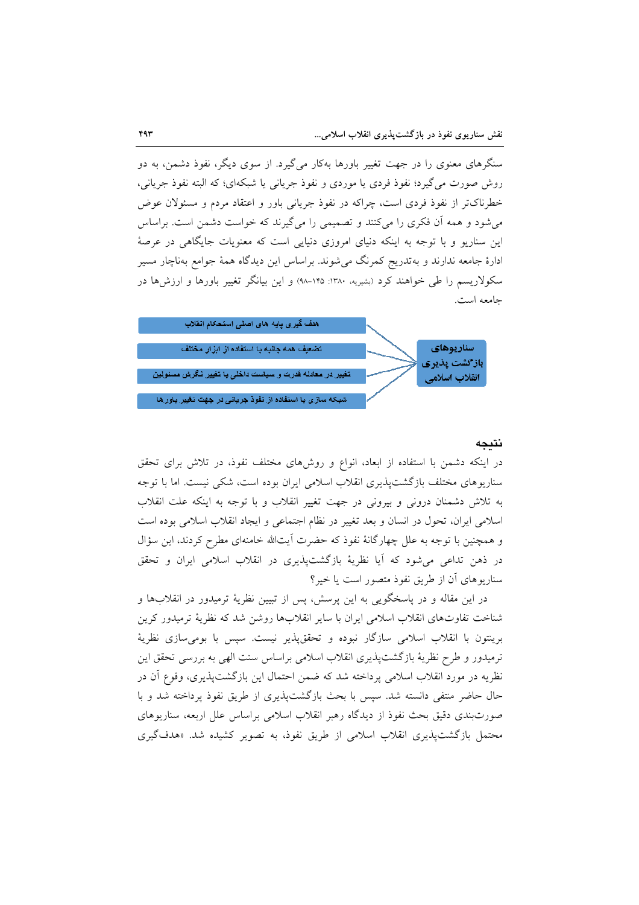سنگرهای معنوی را در جهت تغییر باورها به‌کار می‌گیرد. از سوی دیگر، نفوذ دشمن، به دو روش صورت می‌گیرد؛ نفوذ فردی یا موردی و نفوذ جریانی یا شبکه‌ای؛ که البته نفوذ جریانی، خطرناک‌تر از نفوذ فردی است، چراکه در نفوذ جریانی باور و اعتقاد مردم و مسئولان عوض می‌شود و همه آن فکری را می‌کنند و تصمیمی را می‌گیرند که خواست دشمن است. براساس این سناریو و با توجه به اینکه دنیای امروزی دنیایی است که معنویات جایگاهی در عرصهٔ ادارهٔ جامعه ندارند و به‌تدریج کمرنگ می‌شوند. براساس این دیدگاه همهٔ جوامع به‌ناچار مسیر سکولاریسم را طی خواهند کرد (بشیریه، ۱۳۸۰: ۱۴۵-۹۸) و این بیانگر تغییر باورها و ارزش‌ها در جامعه است.

**سناریوهای بازگشت پذیری انقلاب اسلامی**

- هدف گیری پایه های اصلی استحکام انقلاب
- تضعیف همه جانبه با استفاده از ابزار مختلف
- تغییر در معادله قدرت و سیاست داخلی با تغییر نگرش مسئولین
- شبکه سازی با استفاده از نفوذ جریانی در جهت تغییر باورها

## نتیجه

در اینکه دشمن با استفاده از ابعاد، انواع و روش‌های مختلف نفوذ، در تلاش برای تحقق سناریوهای مختلف بازگشت‌پذیری انقلاب اسلامی ایران بوده است، شکی نیست. اما با توجه به تلاش دشمنان درونی و بیرونی در جهت تغییر انقلاب و با توجه به اینکه علت انقلاب اسلامی ایران، تحول در انسان و بعد تغییر در نظام اجتماعی و ایجاد انقلاب اسلامی بوده است و همچنین با توجه به علل چهارگانهٔ نفوذ که حضرت آیت‌الله خامنه‌ای مطرح کردند، این سؤال در ذهن تداعی می‌شود که آیا نظریهٔ بازگشت‌پذیری در انقلاب اسلامی ایران و تحقق سناریوهای آن از طریق نفوذ متصور است یا خیر؟

در این مقاله و در پاسخگویی به این پرسش، پس از تبیین نظریهٔ ترمیدور در انقلاب‌ها و شناخت تفاوت‌های انقلاب اسلامی ایران با سایر انقلاب‌ها روشن شد که نظریهٔ ترمیدور کرین برینتون با انقلاب اسلامی سازگار نبوده و تحقق‌پذیر نیست. سپس با بومی‌سازی نظریهٔ ترمیدور و طرح نظریهٔ بازگشت‌پذیری انقلاب اسلامی براساس سنت الهی به بررسی تحقق این نظریه در مورد انقلاب اسلامی پرداخته شد که ضمن احتمال این بازگشت‌پذیری، وقوع آن در حال حاضر منتفی دانسته شد. سپس با بحث بازگشت‌پذیری از طریق نفوذ پرداخته شد و با صورت‌بندی دقیق بحث نفوذ از دیدگاه رهبر انقلاب اسلامی براساس علل اربعه، سناریوهای محتمل بازگشت‌پذیری انقلاب اسلامی از طریق نفوذ، به تصویر کشیده شد. «هدف‌گیری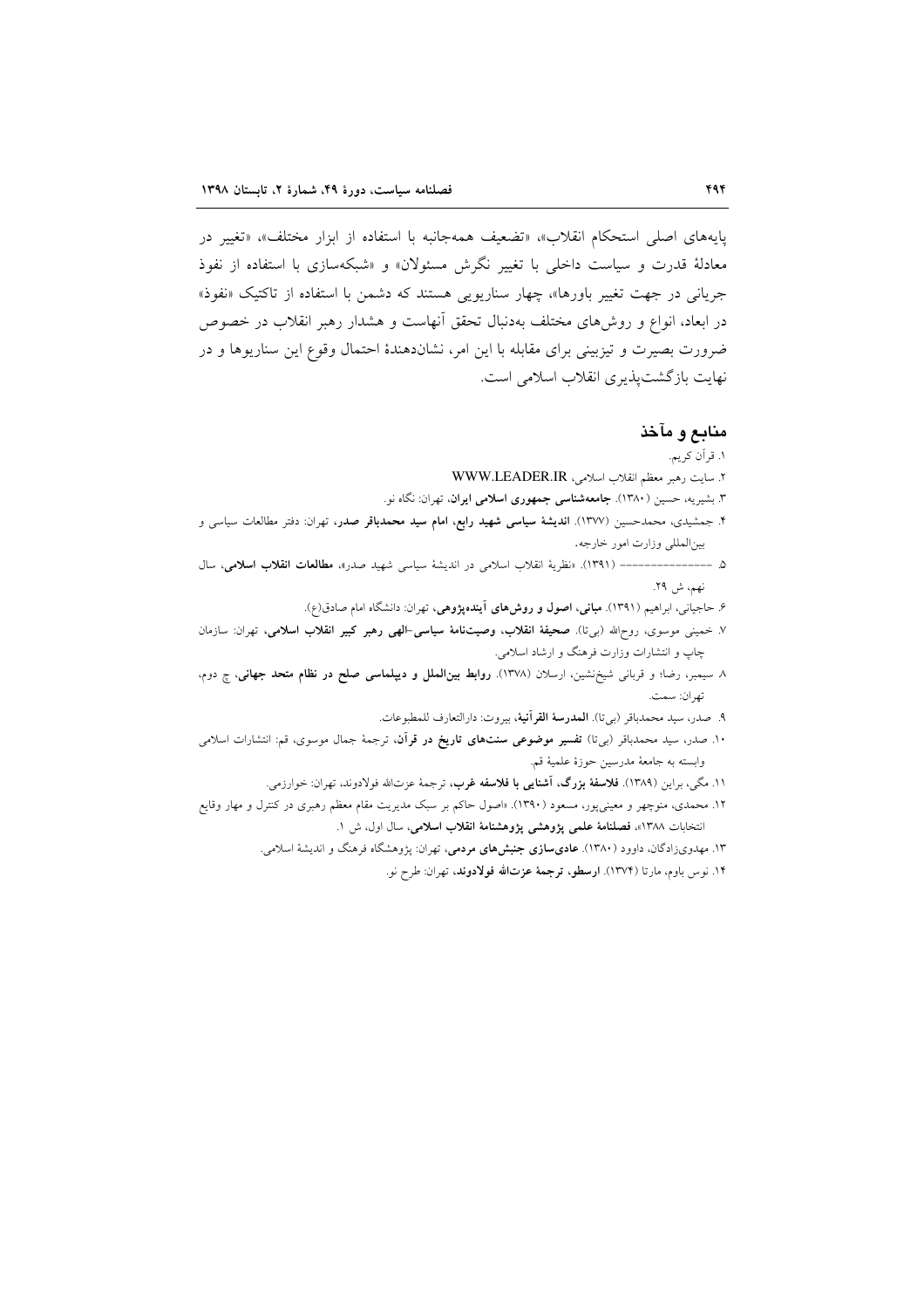پایه‌های اصلی استحکام انقلاب»، «تضعیف همه‌جانبه با استفاده از ابزار مختلف»، «تغییر در معادلهٔ قدرت و سیاست داخلی با تغییر نگرش مسئولان» و «شبکه‌سازی با استفاده از نفوذ جریانی در جهت تغییر باورها»، چهار سناریویی هستند که دشمن با استفاده از تاکتیک «نفوذ» در ابعاد، انواع و روش‌های مختلف به‌دنبال تحقق آنهاست و هشدار رهبر انقلاب در خصوص ضرورت بصیرت و تیزبینی برای مقابله با این امر، نشان‌دهندهٔ احتمال وقوع این سناریوها و در نهایت بازگشت‌پذیری انقلاب اسلامی است.

## منابع و مآخذ

۱. قرآن کریم.

۲. سایت رهبر معظم انقلاب اسلامی، WWW.LEADER.IR

۳. بشیریه، حسین (۱۳۸۰). **جامعه‌شناسی جمهوری اسلامی ایران**، تهران: نگاه نو.

۴. جمشیدی، محمدحسین (۱۳۷۷). **اندیشهٔ سیاسی شهید رابع، امام سید محمدباقر صدر**، تهران: دفتر مطالعات سیاسی و بین‌المللی وزارت امور خارجه.

۵. -------------- (۱۳۹۱). «نظریهٔ انقلاب اسلامی در اندیشهٔ سیاسی شهید صدر»، **مطالعات انقلاب اسلامی**، سال نهم، ش ۲۹.

۶. حاجیانی، ابراهیم (۱۳۹۱). **مبانی، اصول و روش‌های آینده‌پژوهی**، تهران: دانشگاه امام صادق(ع).

۷. خمینی موسوی، روح‌الله (بی‌تا). **صحیفهٔ انقلاب، وصیت‌نامهٔ سیاسی-الهی رهبر کبیر انقلاب اسلامی**، تهران: سازمان چاپ و انتشارات وزارت فرهنگ و ارشاد اسلامی.

۸. سیمبر، رضا؛ و قربانی شیخ‌نشین، ارسلان (۱۳۷۸). **روابط بین‌الملل و دیپلماسی صلح در نظام متحد جهانی**، چ دوم، تهران: سمت.

۹. صدر، سید محمدباقر (بی‌تا). **المدرسة القرآنیة**، بیروت: دارالتعارف للمطبوعات.

۱۰. صدر، سید محمدباقر (بی‌تا) **تفسیر موضوعی سنت‌های تاریخ در قرآن**، ترجمهٔ جمال موسوی، قم: انتشارات اسلامی وابسته به جامعهٔ مدرسین حوزهٔ علمیهٔ قم.

۱۱. مگی، براین (۱۳۸۹). **فلاسفهٔ بزرگ، آشنایی با فلاسفه غرب**، ترجمهٔ عزت‌الله فولادوند، تهران: خوارزمی.

۱۲. محمدی، منوچهر و معینی‌پور، مسعود (۱۳۹۰). «اصول حاکم بر سبک مدیریت مقام معظم رهبری در کنترل و مهار وقایع انتخابات ۱۳۸۸»، **فصلنامهٔ علمی پژوهشی پژوهشنامهٔ انقلاب اسلامی**، سال اول، ش ۱.

۱۳. مهدوی‌زادگان، داوود (۱۳۸۰). **عادی‌سازی جنبش‌های مردمی**، تهران: پژوهشگاه فرهنگ و اندیشهٔ اسلامی.

۱۴. نوس باوم، مارتا (۱۳۷۴). **ارسطو، ترجمهٔ عزت‌الله فولادوند**، تهران: طرح نو.